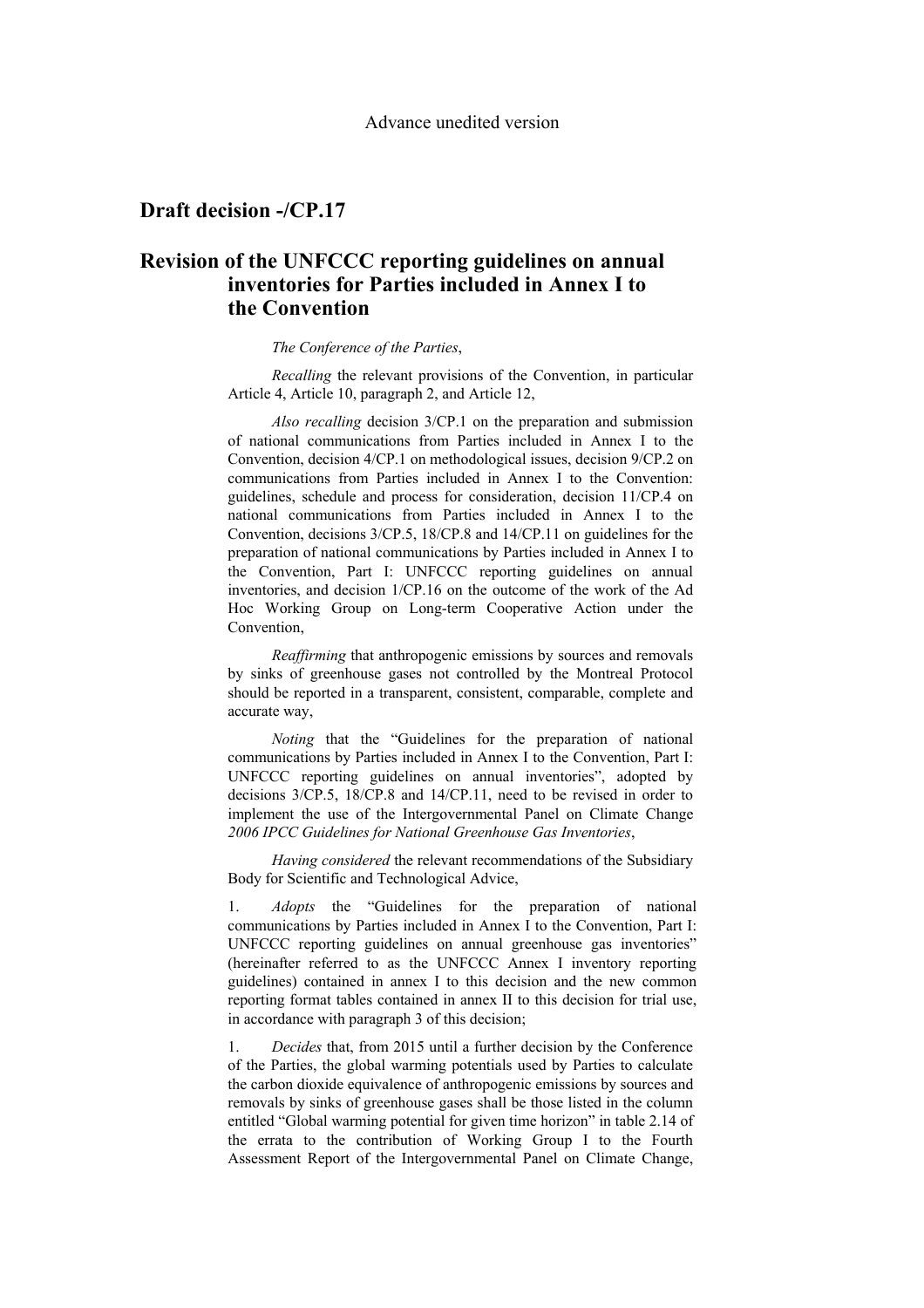Advance unedited version

# Draft decision -/CP.17

# Revision of the UNFCCC reporting guidelines on annual inventories for Parties included in Annex I to the Convention

*The Conference of the Parties*,

*Recalling* the relevant provisions of the Convention, in particular Article 4, Article 10, paragraph 2, and Article 12,

*Also recalling* decision 3/CP.1 on the preparation and submission of national communications from Parties included in Annex I to the Convention, decision 4/CP.1 on methodological issues, decision 9/CP.2 on communications from Parties included in Annex I to the Convention: guidelines, schedule and process for consideration, decision 11/CP.4 on national communications from Parties included in Annex I to the Convention, decisions 3/CP.5, 18/CP.8 and 14/CP.11 on guidelines for the preparation of national communications by Parties included in Annex I to the Convention, Part I: UNFCCC reporting guidelines on annual inventories, and decision 1/CP.16 on the outcome of the work of the Ad Hoc Working Group on Long-term Cooperative Action under the Convention,

*Reaffirming* that anthropogenic emissions by sources and removals by sinks of greenhouse gases not controlled by the Montreal Protocol should be reported in a transparent, consistent, comparable, complete and accurate way,

*Noting* that the "Guidelines for the preparation of national communications by Parties included in Annex I to the Convention, Part I: UNFCCC reporting guidelines on annual inventories", adopted by decisions 3/CP.5, 18/CP.8 and 14/CP.11, need to be revised in order to implement the use of the Intergovernmental Panel on Climate Change *2006 IPCC Guidelines for National Greenhouse Gas Inventories*,

*Having considered* the relevant recommendations of the Subsidiary Body for Scientific and Technological Advice,

1. *Adopts* the "Guidelines for the preparation of national communications by Parties included in Annex I to the Convention, Part I: UNFCCC reporting guidelines on annual greenhouse gas inventories" (hereinafter referred to as the UNFCCC Annex I inventory reporting guidelines) contained in annex I to this decision and the new common reporting format tables contained in annex II to this decision for trial use, in accordance with paragraph 3 of this decision;

1. *Decides* that, from 2015 until a further decision by the Conference of the Parties, the global warming potentials used by Parties to calculate the carbon dioxide equivalence of anthropogenic emissions by sources and removals by sinks of greenhouse gases shall be those listed in the column entitled "Global warming potential for given time horizon" in table 2.14 of the errata to the contribution of Working Group I to the Fourth Assessment Report of the Intergovernmental Panel on Climate Change,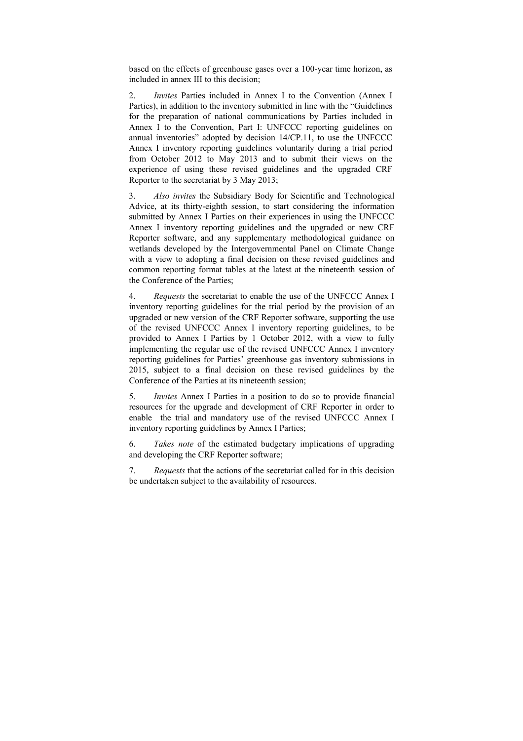based on the effects of greenhouse gases over a 100-year time horizon, as included in annex III to this decision;

2. *Invites* Parties included in Annex I to the Convention (Annex I Parties), in addition to the inventory submitted in line with the "Guidelines for the preparation of national communications by Parties included in Annex I to the Convention, Part I: UNFCCC reporting guidelines on annual inventories" adopted by decision 14/CP.11, to use the UNFCCC Annex I inventory reporting guidelines voluntarily during a trial period from October 2012 to May 2013 and to submit their views on the experience of using these revised guidelines and the upgraded CRF Reporter to the secretariat by 3 May 2013;

3. *Also invites* the Subsidiary Body for Scientific and Technological Advice, at its thirty-eighth session, to start considering the information submitted by Annex I Parties on their experiences in using the UNFCCC Annex I inventory reporting guidelines and the upgraded or new CRF Reporter software, and any supplementary methodological guidance on wetlands developed by the Intergovernmental Panel on Climate Change with a view to adopting a final decision on these revised guidelines and common reporting format tables at the latest at the nineteenth session of the Conference of the Parties;

4. *Requests* the secretariat to enable the use of the UNFCCC Annex I inventory reporting guidelines for the trial period by the provision of an upgraded or new version of the CRF Reporter software, supporting the use of the revised UNFCCC Annex I inventory reporting guidelines, to be provided to Annex I Parties by 1 October 2012, with a view to fully implementing the regular use of the revised UNFCCC Annex I inventory reporting guidelines for Parties' greenhouse gas inventory submissions in 2015, subject to a final decision on these revised guidelines by the Conference of the Parties at its nineteenth session;

5. *Invites* Annex I Parties in a position to do so to provide financial resources for the upgrade and development of CRF Reporter in order to enable the trial and mandatory use of the revised UNFCCC Annex I inventory reporting guidelines by Annex I Parties;

6. *Takes note* of the estimated budgetary implications of upgrading and developing the CRF Reporter software;

7. *Requests* that the actions of the secretariat called for in this decision be undertaken subject to the availability of resources.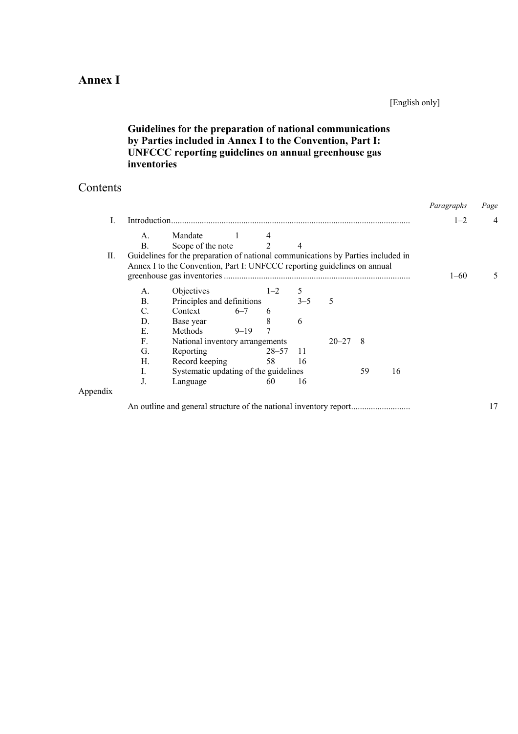# Annex I

[English only]

## Guidelines for the preparation of national communications by Parties included in Annex I to the Convention, Part I: UNFCCC reporting guidelines on annual greenhouse gas inventories

## Contents

| | | | *Paragraphs* | *Page* |
|---|---|---|---|---|
| I. | Introduction | | 1–2 | 4 |
| | A. | Mandate | 1 | 4 |
| | B. | Scope of the note | 2 | 4 |
| II. | Guidelines for the preparation of national communications by Parties included in Annex I to the Convention, Part I: UNFCCC reporting guidelines on annual greenhouse gas inventories | | 1–60 | 5 |
| | A. | Objectives | 1–2 | 5 |
| | B. | Principles and definitions | 3–5 | 5 |
| | C. | Context | 6–7 | 6 |
| | D. | Base year | 8 | 6 |
| | E. | Methods | 9–19 | 7 |
| | F. | National inventory arrangements | 20–27 | 8 |
| | G. | Reporting | 28–57 | 11 |
| | H. | Record keeping | 58 | 16 |
| | I. | Systematic updating of the guidelines | 59 | 16 |
| | J. | Language | 60 | 16 |
| Appendix | | | | |
| | An outline and general structure of the national inventory report | | | 17 |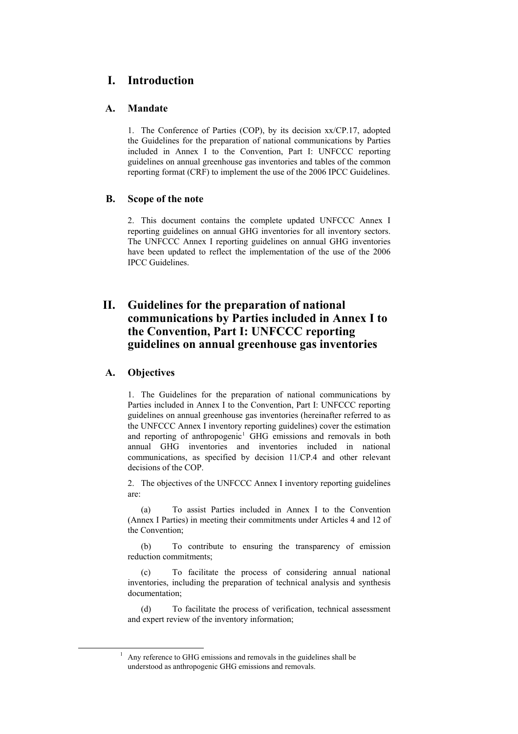# I. Introduction

## A. Mandate

1. The Conference of Parties (COP), by its decision xx/CP.17, adopted the Guidelines for the preparation of national communications by Parties included in Annex I to the Convention, Part I: UNFCCC reporting guidelines on annual greenhouse gas inventories and tables of the common reporting format (CRF) to implement the use of the 2006 IPCC Guidelines.

## B. Scope of the note

2. This document contains the complete updated UNFCCC Annex I reporting guidelines on annual GHG inventories for all inventory sectors. The UNFCCC Annex I reporting guidelines on annual GHG inventories have been updated to reflect the implementation of the use of the 2006 IPCC Guidelines.

# II. Guidelines for the preparation of national communications by Parties included in Annex I to the Convention, Part I: UNFCCC reporting guidelines on annual greenhouse gas inventories

## A. Objectives

1. The Guidelines for the preparation of national communications by Parties included in Annex I to the Convention, Part I: UNFCCC reporting guidelines on annual greenhouse gas inventories (hereinafter referred to as the UNFCCC Annex I inventory reporting guidelines) cover the estimation and reporting of anthropogenic[1] GHG emissions and removals in both annual GHG inventories and inventories included in national communications, as specified by decision 11/CP.4 and other relevant decisions of the COP.

2. The objectives of the UNFCCC Annex I inventory reporting guidelines are:

(a) To assist Parties included in Annex I to the Convention (Annex I Parties) in meeting their commitments under Articles 4 and 12 of the Convention;

(b) To contribute to ensuring the transparency of emission reduction commitments;

(c) To facilitate the process of considering annual national inventories, including the preparation of technical analysis and synthesis documentation;

(d) To facilitate the process of verification, technical assessment and expert review of the inventory information;

[1] Any reference to GHG emissions and removals in the guidelines shall be understood as anthropogenic GHG emissions and removals.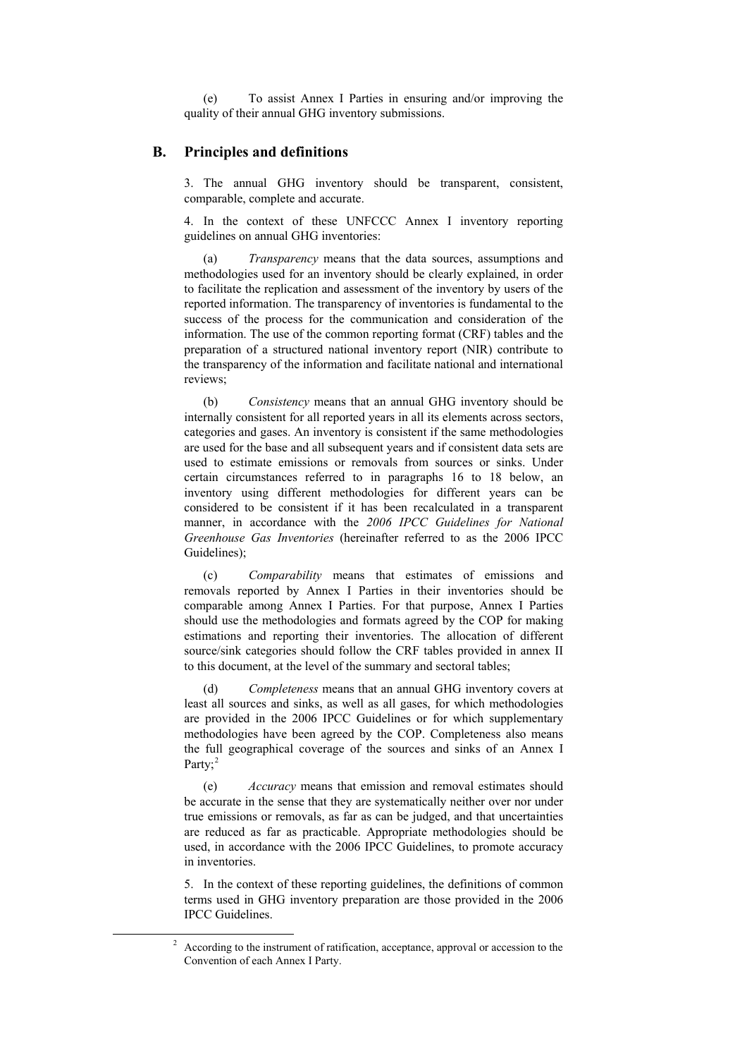(e) To assist Annex I Parties in ensuring and/or improving the quality of their annual GHG inventory submissions.

## B. Principles and definitions

3. The annual GHG inventory should be transparent, consistent, comparable, complete and accurate.

4. In the context of these UNFCCC Annex I inventory reporting guidelines on annual GHG inventories:

(a) *Transparency* means that the data sources, assumptions and methodologies used for an inventory should be clearly explained, in order to facilitate the replication and assessment of the inventory by users of the reported information. The transparency of inventories is fundamental to the success of the process for the communication and consideration of the information. The use of the common reporting format (CRF) tables and the preparation of a structured national inventory report (NIR) contribute to the transparency of the information and facilitate national and international reviews;

(b) *Consistency* means that an annual GHG inventory should be internally consistent for all reported years in all its elements across sectors, categories and gases. An inventory is consistent if the same methodologies are used for the base and all subsequent years and if consistent data sets are used to estimate emissions or removals from sources or sinks. Under certain circumstances referred to in paragraphs 16 to 18 below, an inventory using different methodologies for different years can be considered to be consistent if it has been recalculated in a transparent manner, in accordance with the *2006 IPCC Guidelines for National Greenhouse Gas Inventories* (hereinafter referred to as the 2006 IPCC Guidelines);

(c) *Comparability* means that estimates of emissions and removals reported by Annex I Parties in their inventories should be comparable among Annex I Parties. For that purpose, Annex I Parties should use the methodologies and formats agreed by the COP for making estimations and reporting their inventories. The allocation of different source/sink categories should follow the CRF tables provided in annex II to this document, at the level of the summary and sectoral tables;

(d) *Completeness* means that an annual GHG inventory covers at least all sources and sinks, as well as all gases, for which methodologies are provided in the 2006 IPCC Guidelines or for which supplementary methodologies have been agreed by the COP. Completeness also means the full geographical coverage of the sources and sinks of an Annex I Party;[2]

(e) *Accuracy* means that emission and removal estimates should be accurate in the sense that they are systematically neither over nor under true emissions or removals, as far as can be judged, and that uncertainties are reduced as far as practicable. Appropriate methodologies should be used, in accordance with the 2006 IPCC Guidelines, to promote accuracy in inventories.

5. In the context of these reporting guidelines, the definitions of common terms used in GHG inventory preparation are those provided in the 2006 IPCC Guidelines.

[2] According to the instrument of ratification, acceptance, approval or accession to the Convention of each Annex I Party.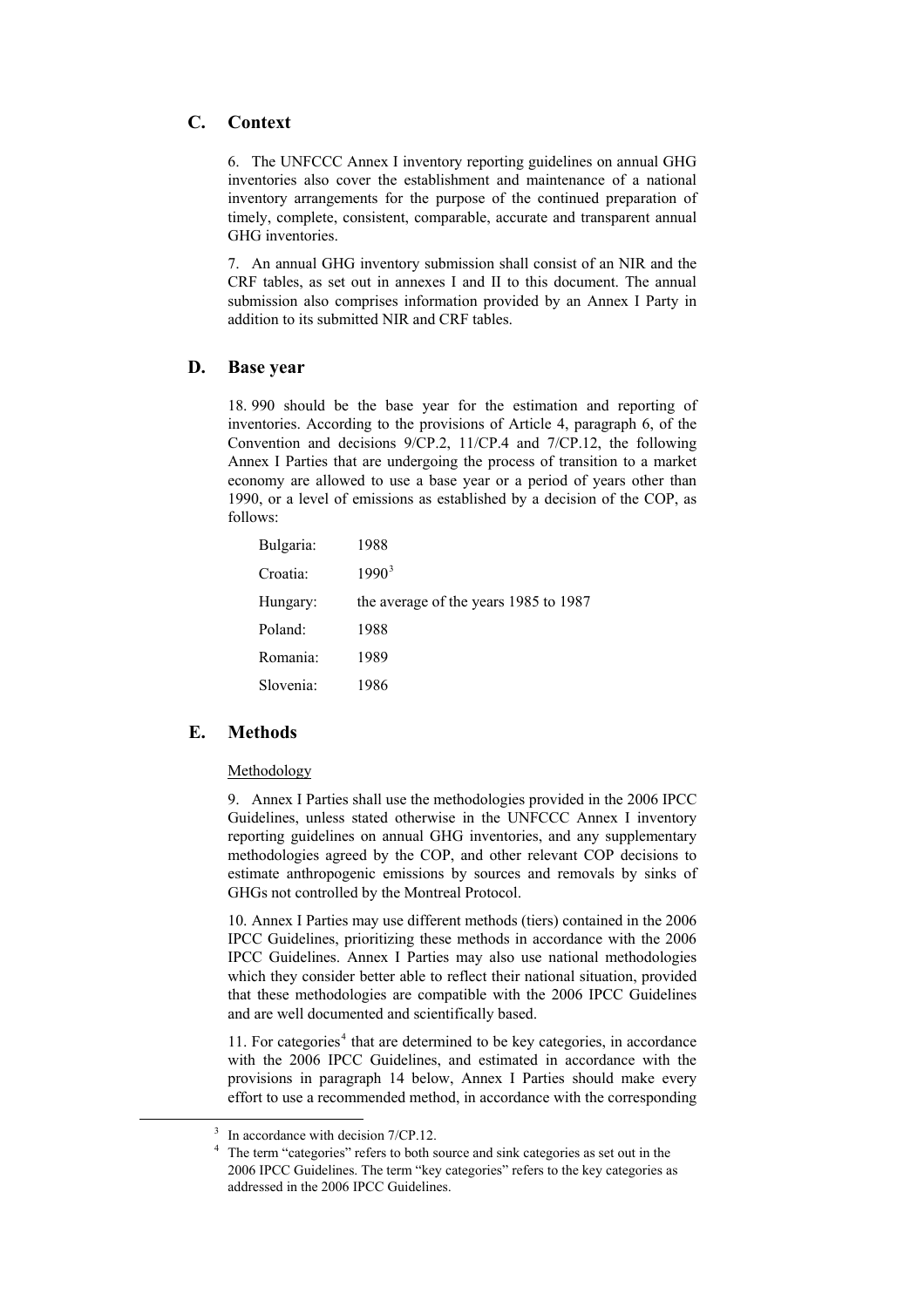## C. Context

6. The UNFCCC Annex I inventory reporting guidelines on annual GHG inventories also cover the establishment and maintenance of a national inventory arrangements for the purpose of the continued preparation of timely, complete, consistent, comparable, accurate and transparent annual GHG inventories.

7. An annual GHG inventory submission shall consist of an NIR and the CRF tables, as set out in annexes I and II to this document. The annual submission also comprises information provided by an Annex I Party in addition to its submitted NIR and CRF tables.

## D. Base year

18. 990 should be the base year for the estimation and reporting of inventories. According to the provisions of Article 4, paragraph 6, of the Convention and decisions 9/CP.2, 11/CP.4 and 7/CP.12, the following Annex I Parties that are undergoing the process of transition to a market economy are allowed to use a base year or a period of years other than 1990, or a level of emissions as established by a decision of the COP, as follows:

| | |
|---|---|
| Bulgaria: | 1988 |
| Croatia: | 1990[3] |
| Hungary: | the average of the years 1985 to 1987 |
| Poland: | 1988 |
| Romania: | 1989 |
| Slovenia: | 1986 |

## E. Methods

Methodology

9. Annex I Parties shall use the methodologies provided in the 2006 IPCC Guidelines, unless stated otherwise in the UNFCCC Annex I inventory reporting guidelines on annual GHG inventories, and any supplementary methodologies agreed by the COP, and other relevant COP decisions to estimate anthropogenic emissions by sources and removals by sinks of GHGs not controlled by the Montreal Protocol.

10. Annex I Parties may use different methods (tiers) contained in the 2006 IPCC Guidelines, prioritizing these methods in accordance with the 2006 IPCC Guidelines. Annex I Parties may also use national methodologies which they consider better able to reflect their national situation, provided that these methodologies are compatible with the 2006 IPCC Guidelines and are well documented and scientifically based.

11. For categories[4] that are determined to be key categories, in accordance with the 2006 IPCC Guidelines, and estimated in accordance with the provisions in paragraph 14 below, Annex I Parties should make every effort to use a recommended method, in accordance with the corresponding

---

[3] In accordance with decision 7/CP.12.

[4] The term "categories" refers to both source and sink categories as set out in the 2006 IPCC Guidelines. The term "key categories" refers to the key categories as addressed in the 2006 IPCC Guidelines.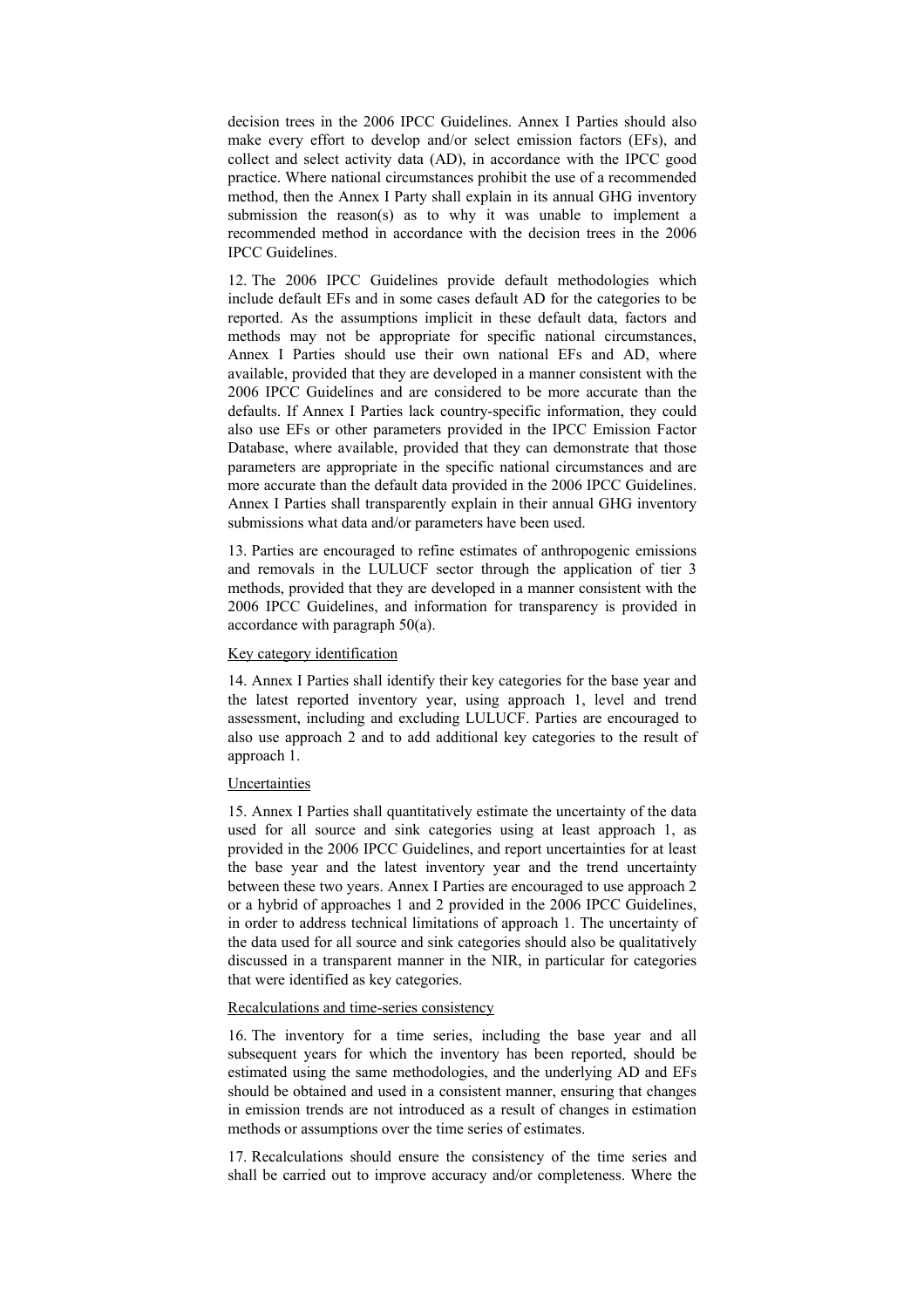decision trees in the 2006 IPCC Guidelines. Annex I Parties should also make every effort to develop and/or select emission factors (EFs), and collect and select activity data (AD), in accordance with the IPCC good practice. Where national circumstances prohibit the use of a recommended method, then the Annex I Party shall explain in its annual GHG inventory submission the reason(s) as to why it was unable to implement a recommended method in accordance with the decision trees in the 2006 IPCC Guidelines.

12. The 2006 IPCC Guidelines provide default methodologies which include default EFs and in some cases default AD for the categories to be reported. As the assumptions implicit in these default data, factors and methods may not be appropriate for specific national circumstances, Annex I Parties should use their own national EFs and AD, where available, provided that they are developed in a manner consistent with the 2006 IPCC Guidelines and are considered to be more accurate than the defaults. If Annex I Parties lack country-specific information, they could also use EFs or other parameters provided in the IPCC Emission Factor Database, where available, provided that they can demonstrate that those parameters are appropriate in the specific national circumstances and are more accurate than the default data provided in the 2006 IPCC Guidelines. Annex I Parties shall transparently explain in their annual GHG inventory submissions what data and/or parameters have been used.

13. Parties are encouraged to refine estimates of anthropogenic emissions and removals in the LULUCF sector through the application of tier 3 methods, provided that they are developed in a manner consistent with the 2006 IPCC Guidelines, and information for transparency is provided in accordance with paragraph 50(a).

Key category identification

14. Annex I Parties shall identify their key categories for the base year and the latest reported inventory year, using approach 1, level and trend assessment, including and excluding LULUCF. Parties are encouraged to also use approach 2 and to add additional key categories to the result of approach 1.

Uncertainties

15. Annex I Parties shall quantitatively estimate the uncertainty of the data used for all source and sink categories using at least approach 1, as provided in the 2006 IPCC Guidelines, and report uncertainties for at least the base year and the latest inventory year and the trend uncertainty between these two years. Annex I Parties are encouraged to use approach 2 or a hybrid of approaches 1 and 2 provided in the 2006 IPCC Guidelines, in order to address technical limitations of approach 1. The uncertainty of the data used for all source and sink categories should also be qualitatively discussed in a transparent manner in the NIR, in particular for categories that were identified as key categories.

Recalculations and time-series consistency

16. The inventory for a time series, including the base year and all subsequent years for which the inventory has been reported, should be estimated using the same methodologies, and the underlying AD and EFs should be obtained and used in a consistent manner, ensuring that changes in emission trends are not introduced as a result of changes in estimation methods or assumptions over the time series of estimates.

17. Recalculations should ensure the consistency of the time series and shall be carried out to improve accuracy and/or completeness. Where the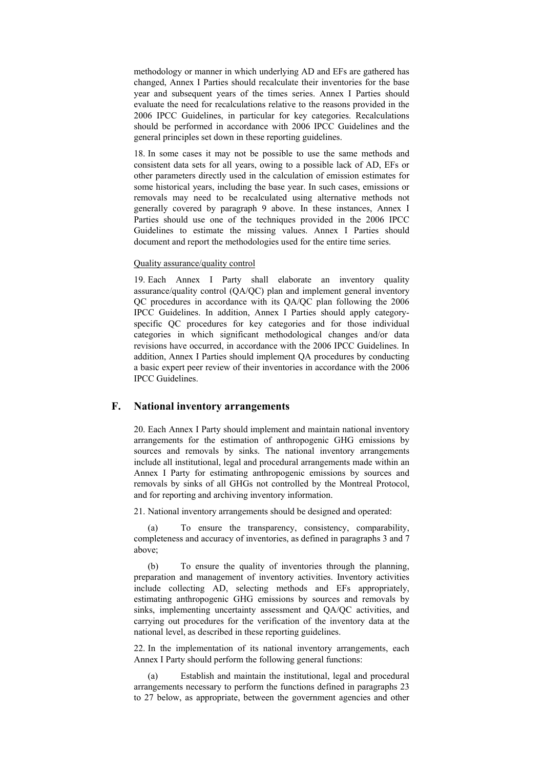methodology or manner in which underlying AD and EFs are gathered has changed, Annex I Parties should recalculate their inventories for the base year and subsequent years of the times series. Annex I Parties should evaluate the need for recalculations relative to the reasons provided in the 2006 IPCC Guidelines, in particular for key categories. Recalculations should be performed in accordance with 2006 IPCC Guidelines and the general principles set down in these reporting guidelines.

18. In some cases it may not be possible to use the same methods and consistent data sets for all years, owing to a possible lack of AD, EFs or other parameters directly used in the calculation of emission estimates for some historical years, including the base year. In such cases, emissions or removals may need to be recalculated using alternative methods not generally covered by paragraph 9 above. In these instances, Annex I Parties should use one of the techniques provided in the 2006 IPCC Guidelines to estimate the missing values. Annex I Parties should document and report the methodologies used for the entire time series.

Quality assurance/quality control

19. Each Annex I Party shall elaborate an inventory quality assurance/quality control (QA/QC) plan and implement general inventory QC procedures in accordance with its QA/QC plan following the 2006 IPCC Guidelines. In addition, Annex I Parties should apply category-specific QC procedures for key categories and for those individual categories in which significant methodological changes and/or data revisions have occurred, in accordance with the 2006 IPCC Guidelines. In addition, Annex I Parties should implement QA procedures by conducting a basic expert peer review of their inventories in accordance with the 2006 IPCC Guidelines.

## F. National inventory arrangements

20. Each Annex I Party should implement and maintain national inventory arrangements for the estimation of anthropogenic GHG emissions by sources and removals by sinks. The national inventory arrangements include all institutional, legal and procedural arrangements made within an Annex I Party for estimating anthropogenic emissions by sources and removals by sinks of all GHGs not controlled by the Montreal Protocol, and for reporting and archiving inventory information.

21. National inventory arrangements should be designed and operated:

(a) To ensure the transparency, consistency, comparability, completeness and accuracy of inventories, as defined in paragraphs 3 and 7 above;

(b) To ensure the quality of inventories through the planning, preparation and management of inventory activities. Inventory activities include collecting AD, selecting methods and EFs appropriately, estimating anthropogenic GHG emissions by sources and removals by sinks, implementing uncertainty assessment and QA/QC activities, and carrying out procedures for the verification of the inventory data at the national level, as described in these reporting guidelines.

22. In the implementation of its national inventory arrangements, each Annex I Party should perform the following general functions:

(a) Establish and maintain the institutional, legal and procedural arrangements necessary to perform the functions defined in paragraphs 23 to 27 below, as appropriate, between the government agencies and other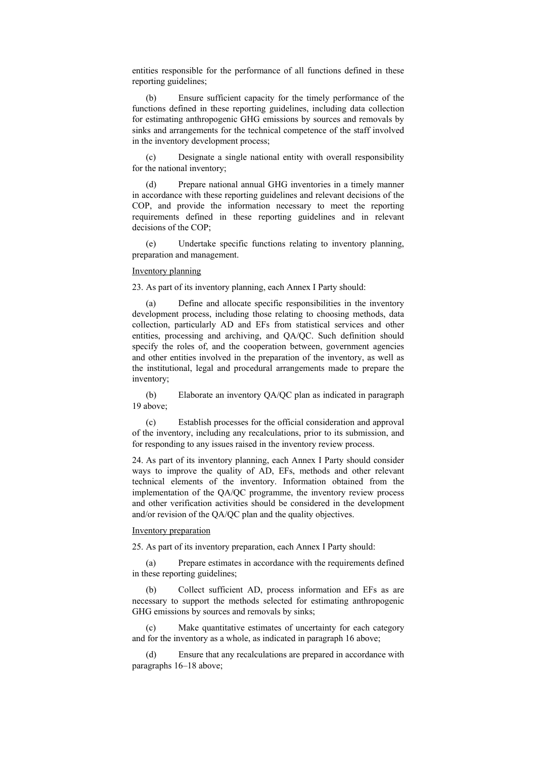entities responsible for the performance of all functions defined in these reporting guidelines;

(b) Ensure sufficient capacity for the timely performance of the functions defined in these reporting guidelines, including data collection for estimating anthropogenic GHG emissions by sources and removals by sinks and arrangements for the technical competence of the staff involved in the inventory development process;

(c) Designate a single national entity with overall responsibility for the national inventory;

(d) Prepare national annual GHG inventories in a timely manner in accordance with these reporting guidelines and relevant decisions of the COP, and provide the information necessary to meet the reporting requirements defined in these reporting guidelines and in relevant decisions of the COP;

(e) Undertake specific functions relating to inventory planning, preparation and management.

Inventory planning

23. As part of its inventory planning, each Annex I Party should:

(a) Define and allocate specific responsibilities in the inventory development process, including those relating to choosing methods, data collection, particularly AD and EFs from statistical services and other entities, processing and archiving, and QA/QC. Such definition should specify the roles of, and the cooperation between, government agencies and other entities involved in the preparation of the inventory, as well as the institutional, legal and procedural arrangements made to prepare the inventory;

(b) Elaborate an inventory QA/QC plan as indicated in paragraph 19 above;

(c) Establish processes for the official consideration and approval of the inventory, including any recalculations, prior to its submission, and for responding to any issues raised in the inventory review process.

24. As part of its inventory planning, each Annex I Party should consider ways to improve the quality of AD, EFs, methods and other relevant technical elements of the inventory. Information obtained from the implementation of the QA/QC programme, the inventory review process and other verification activities should be considered in the development and/or revision of the QA/QC plan and the quality objectives.

Inventory preparation

25. As part of its inventory preparation, each Annex I Party should:

(a) Prepare estimates in accordance with the requirements defined in these reporting guidelines;

(b) Collect sufficient AD, process information and EFs as are necessary to support the methods selected for estimating anthropogenic GHG emissions by sources and removals by sinks;

(c) Make quantitative estimates of uncertainty for each category and for the inventory as a whole, as indicated in paragraph 16 above;

(d) Ensure that any recalculations are prepared in accordance with paragraphs 16–18 above;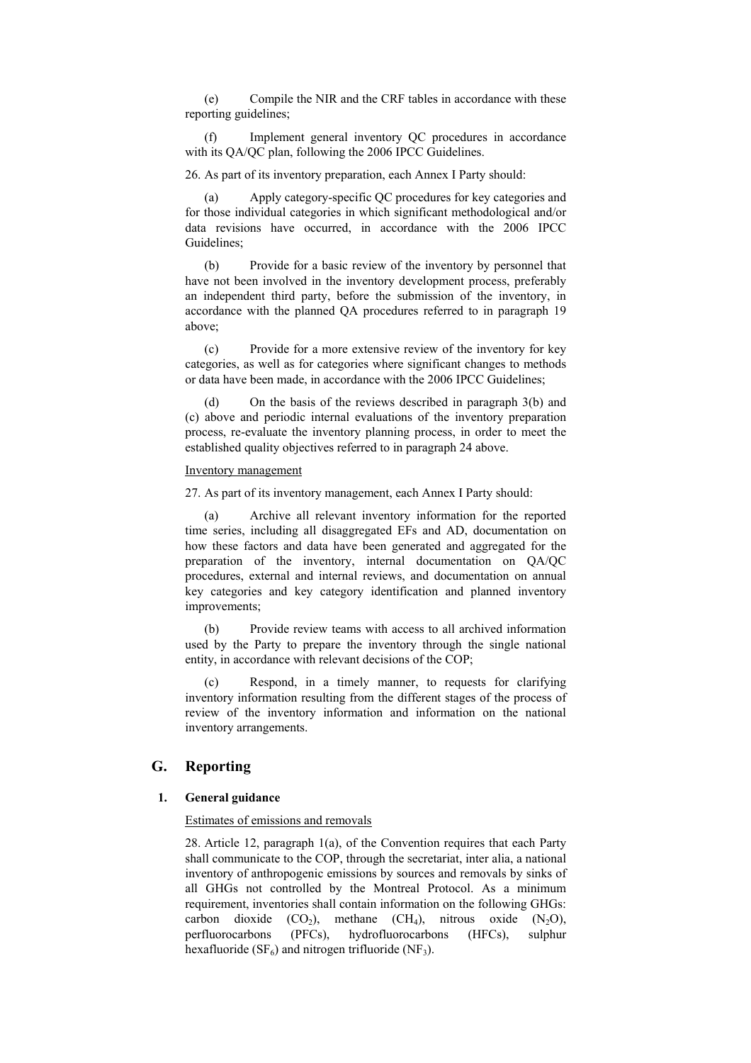(e) Compile the NIR and the CRF tables in accordance with these reporting guidelines;

(f) Implement general inventory QC procedures in accordance with its QA/QC plan, following the 2006 IPCC Guidelines.

26. As part of its inventory preparation, each Annex I Party should:

(a) Apply category-specific QC procedures for key categories and for those individual categories in which significant methodological and/or data revisions have occurred, in accordance with the 2006 IPCC Guidelines;

(b) Provide for a basic review of the inventory by personnel that have not been involved in the inventory development process, preferably an independent third party, before the submission of the inventory, in accordance with the planned QA procedures referred to in paragraph 19 above;

(c) Provide for a more extensive review of the inventory for key categories, as well as for categories where significant changes to methods or data have been made, in accordance with the 2006 IPCC Guidelines;

(d) On the basis of the reviews described in paragraph 3(b) and (c) above and periodic internal evaluations of the inventory preparation process, re-evaluate the inventory planning process, in order to meet the established quality objectives referred to in paragraph 24 above.

Inventory management

27. As part of its inventory management, each Annex I Party should:

(a) Archive all relevant inventory information for the reported time series, including all disaggregated EFs and AD, documentation on how these factors and data have been generated and aggregated for the preparation of the inventory, internal documentation on QA/QC procedures, external and internal reviews, and documentation on annual key categories and key category identification and planned inventory improvements;

(b) Provide review teams with access to all archived information used by the Party to prepare the inventory through the single national entity, in accordance with relevant decisions of the COP;

(c) Respond, in a timely manner, to requests for clarifying inventory information resulting from the different stages of the process of review of the inventory information and information on the national inventory arrangements.

## G. Reporting

### 1. General guidance

Estimates of emissions and removals

28. Article 12, paragraph 1(a), of the Convention requires that each Party shall communicate to the COP, through the secretariat, inter alia, a national inventory of anthropogenic emissions by sources and removals by sinks of all GHGs not controlled by the Montreal Protocol. As a minimum requirement, inventories shall contain information on the following GHGs: carbon dioxide ($CO_2$), methane ($CH_4$), nitrous oxide ($N_2O$), perfluorocarbons (PFCs), hydrofluorocarbons (HFCs), sulphur hexafluoride ($SF_6$) and nitrogen trifluoride ($NF_3$).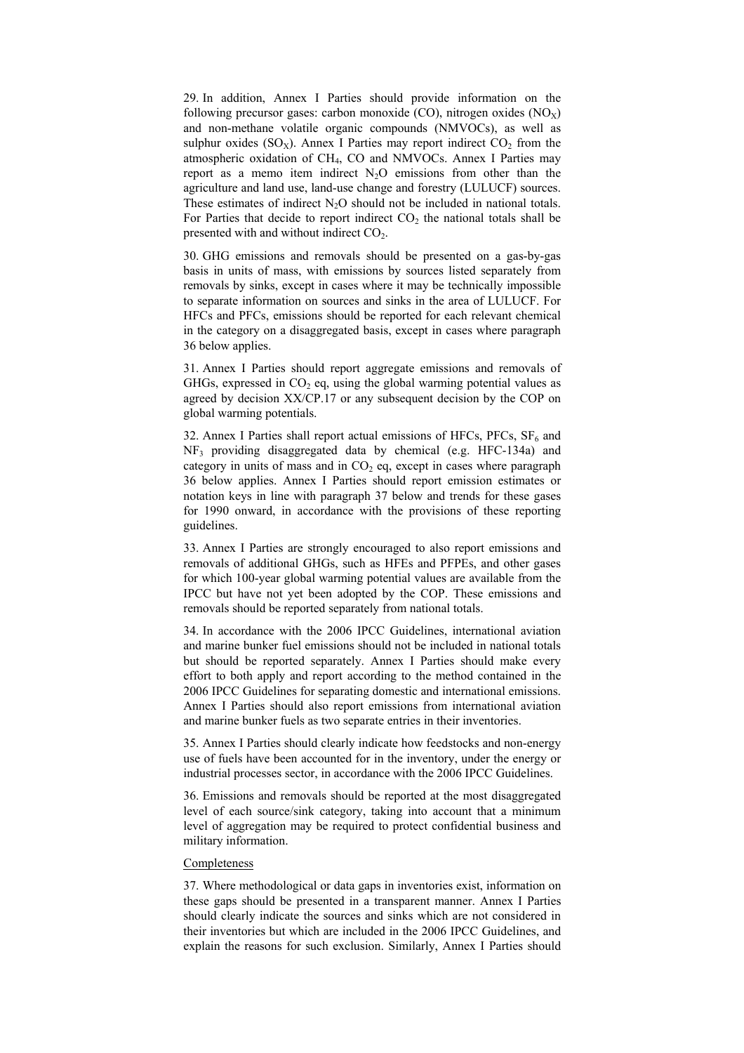29. In addition, Annex I Parties should provide information on the following precursor gases: carbon monoxide (CO), nitrogen oxides ($NO_X$) and non-methane volatile organic compounds (NMVOCs), as well as sulphur oxides ($SO_X$). Annex I Parties may report indirect $CO_2$ from the atmospheric oxidation of $CH_4$, CO and NMVOCs. Annex I Parties may report as a memo item indirect $N_2O$ emissions from other than the agriculture and land use, land-use change and forestry (LULUCF) sources. These estimates of indirect $N_2O$ should not be included in national totals. For Parties that decide to report indirect $CO_2$ the national totals shall be presented with and without indirect $CO_2$.

30. GHG emissions and removals should be presented on a gas-by-gas basis in units of mass, with emissions by sources listed separately from removals by sinks, except in cases where it may be technically impossible to separate information on sources and sinks in the area of LULUCF. For HFCs and PFCs, emissions should be reported for each relevant chemical in the category on a disaggregated basis, except in cases where paragraph 36 below applies.

31. Annex I Parties should report aggregate emissions and removals of GHGs, expressed in $CO_2$ eq, using the global warming potential values as agreed by decision XX/CP.17 or any subsequent decision by the COP on global warming potentials.

32. Annex I Parties shall report actual emissions of HFCs, PFCs, $SF_6$ and $NF_3$ providing disaggregated data by chemical (e.g. HFC-134a) and category in units of mass and in $CO_2$ eq, except in cases where paragraph 36 below applies. Annex I Parties should report emission estimates or notation keys in line with paragraph 37 below and trends for these gases for 1990 onward, in accordance with the provisions of these reporting guidelines.

33. Annex I Parties are strongly encouraged to also report emissions and removals of additional GHGs, such as HFEs and PFPEs, and other gases for which 100-year global warming potential values are available from the IPCC but have not yet been adopted by the COP. These emissions and removals should be reported separately from national totals.

34. In accordance with the 2006 IPCC Guidelines, international aviation and marine bunker fuel emissions should not be included in national totals but should be reported separately. Annex I Parties should make every effort to both apply and report according to the method contained in the 2006 IPCC Guidelines for separating domestic and international emissions. Annex I Parties should also report emissions from international aviation and marine bunker fuels as two separate entries in their inventories.

35. Annex I Parties should clearly indicate how feedstocks and non-energy use of fuels have been accounted for in the inventory, under the energy or industrial processes sector, in accordance with the 2006 IPCC Guidelines.

36. Emissions and removals should be reported at the most disaggregated level of each source/sink category, taking into account that a minimum level of aggregation may be required to protect confidential business and military information.

Completeness

37. Where methodological or data gaps in inventories exist, information on these gaps should be presented in a transparent manner. Annex I Parties should clearly indicate the sources and sinks which are not considered in their inventories but which are included in the 2006 IPCC Guidelines, and explain the reasons for such exclusion. Similarly, Annex I Parties should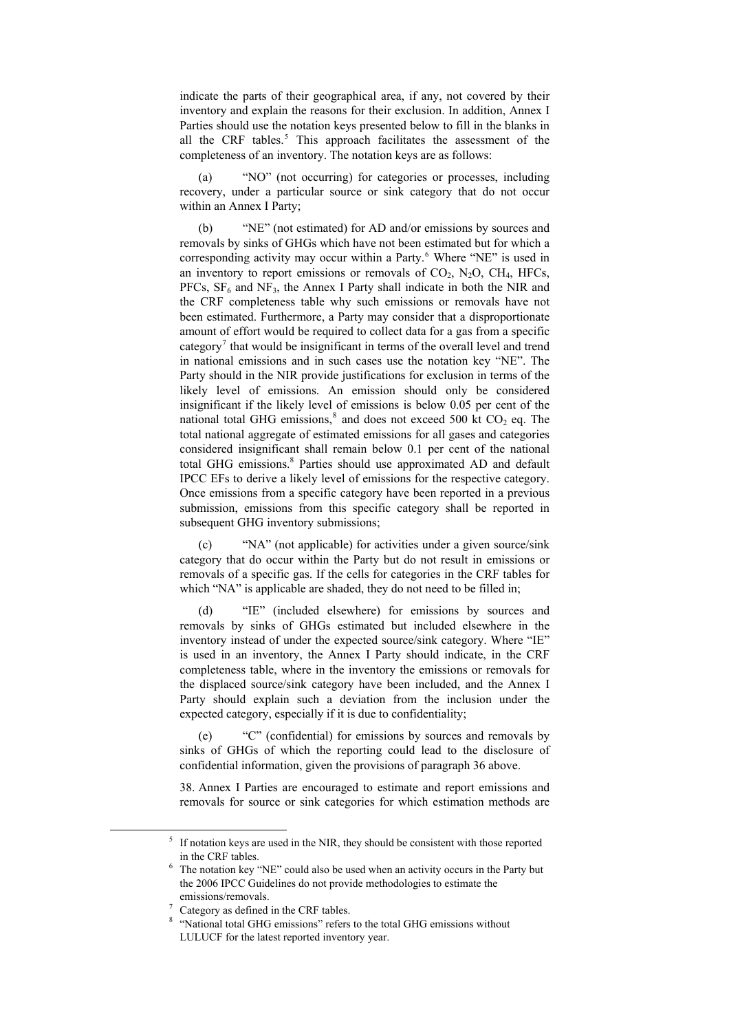indicate the parts of their geographical area, if any, not covered by their inventory and explain the reasons for their exclusion. In addition, Annex I Parties should use the notation keys presented below to fill in the blanks in all the CRF tables.[5] This approach facilitates the assessment of the completeness of an inventory. The notation keys are as follows:

(a) "NO" (not occurring) for categories or processes, including recovery, under a particular source or sink category that do not occur within an Annex I Party;

(b) "NE" (not estimated) for AD and/or emissions by sources and removals by sinks of GHGs which have not been estimated but for which a corresponding activity may occur within a Party.[6] Where "NE" is used in an inventory to report emissions or removals of $CO_2$, $N_2O$, $CH_4$, HFCs, PFCs, $SF_6$ and $NF_3$, the Annex I Party shall indicate in both the NIR and the CRF completeness table why such emissions or removals have not been estimated. Furthermore, a Party may consider that a disproportionate amount of effort would be required to collect data for a gas from a specific category[7] that would be insignificant in terms of the overall level and trend in national emissions and in such cases use the notation key "NE". The Party should in the NIR provide justifications for exclusion in terms of the likely level of emissions. An emission should only be considered insignificant if the likely level of emissions is below 0.05 per cent of the national total GHG emissions,[8] and does not exceed 500 kt $CO_2$ eq. The total national aggregate of estimated emissions for all gases and categories considered insignificant shall remain below 0.1 per cent of the national total GHG emissions.[8] Parties should use approximated AD and default IPCC EFs to derive a likely level of emissions for the respective category. Once emissions from a specific category have been reported in a previous submission, emissions from this specific category shall be reported in subsequent GHG inventory submissions;

(c) "NA" (not applicable) for activities under a given source/sink category that do occur within the Party but do not result in emissions or removals of a specific gas. If the cells for categories in the CRF tables for which "NA" is applicable are shaded, they do not need to be filled in;

(d) "IE" (included elsewhere) for emissions by sources and removals by sinks of GHGs estimated but included elsewhere in the inventory instead of under the expected source/sink category. Where "IE" is used in an inventory, the Annex I Party should indicate, in the CRF completeness table, where in the inventory the emissions or removals for the displaced source/sink category have been included, and the Annex I Party should explain such a deviation from the inclusion under the expected category, especially if it is due to confidentiality;

(e) "C" (confidential) for emissions by sources and removals by sinks of GHGs of which the reporting could lead to the disclosure of confidential information, given the provisions of paragraph 36 above.

38. Annex I Parties are encouraged to estimate and report emissions and removals for source or sink categories for which estimation methods are

---

[5] If notation keys are used in the NIR, they should be consistent with those reported in the CRF tables.

[6] The notation key "NE" could also be used when an activity occurs in the Party but the 2006 IPCC Guidelines do not provide methodologies to estimate the emissions/removals.

[7] Category as defined in the CRF tables.

[8] "National total GHG emissions" refers to the total GHG emissions without LULUCF for the latest reported inventory year.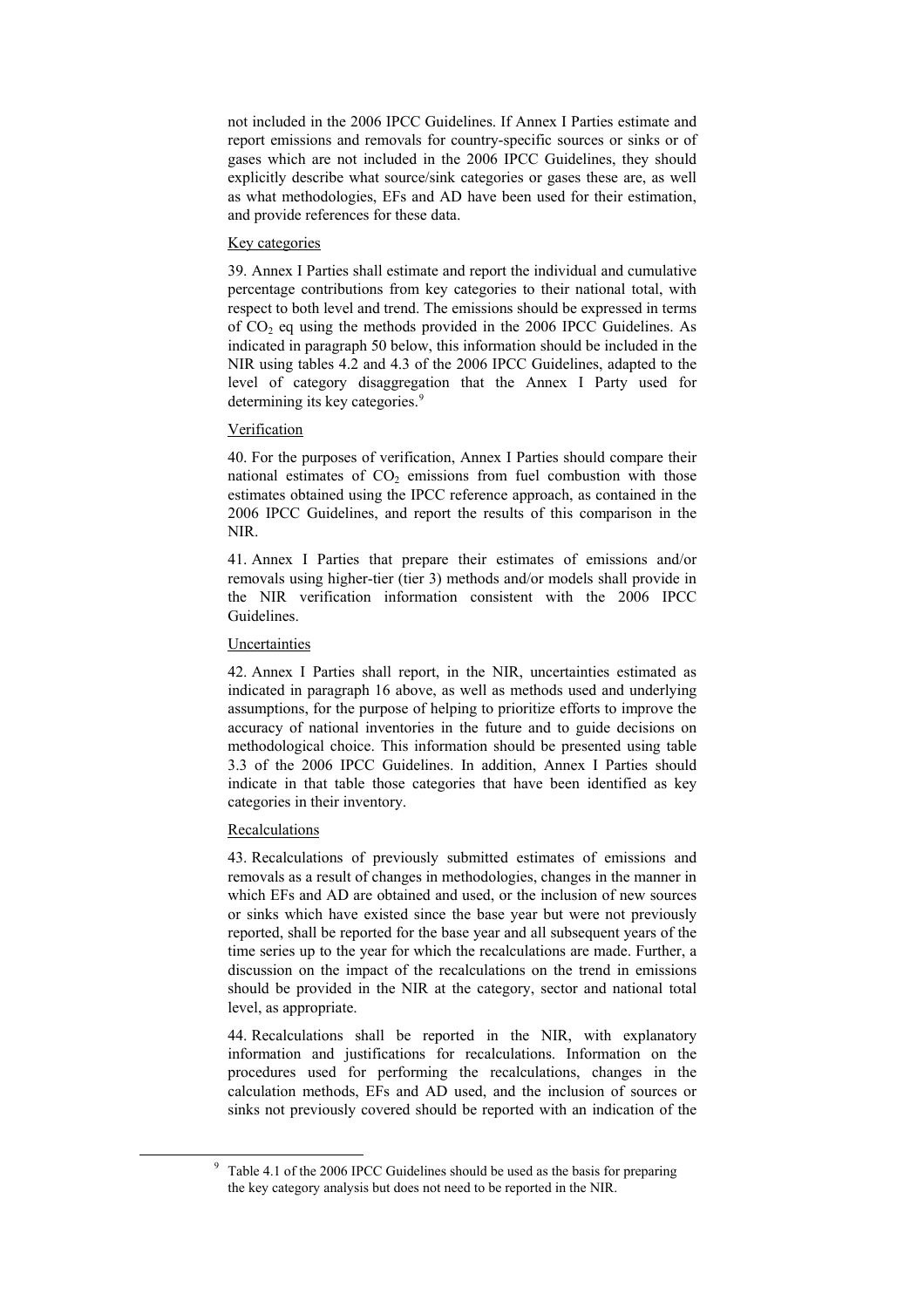not included in the 2006 IPCC Guidelines. If Annex I Parties estimate and report emissions and removals for country-specific sources or sinks or of gases which are not included in the 2006 IPCC Guidelines, they should explicitly describe what source/sink categories or gases these are, as well as what methodologies, EFs and AD have been used for their estimation, and provide references for these data.

Key categories

39. Annex I Parties shall estimate and report the individual and cumulative percentage contributions from key categories to their national total, with respect to both level and trend. The emissions should be expressed in terms of $CO_2$ eq using the methods provided in the 2006 IPCC Guidelines. As indicated in paragraph 50 below, this information should be included in the NIR using tables 4.2 and 4.3 of the 2006 IPCC Guidelines, adapted to the level of category disaggregation that the Annex I Party used for determining its key categories.[9]

Verification

40. For the purposes of verification, Annex I Parties should compare their national estimates of $CO_2$ emissions from fuel combustion with those estimates obtained using the IPCC reference approach, as contained in the 2006 IPCC Guidelines, and report the results of this comparison in the NIR.

41. Annex I Parties that prepare their estimates of emissions and/or removals using higher-tier (tier 3) methods and/or models shall provide in the NIR verification information consistent with the 2006 IPCC Guidelines.

Uncertainties

42. Annex I Parties shall report, in the NIR, uncertainties estimated as indicated in paragraph 16 above, as well as methods used and underlying assumptions, for the purpose of helping to prioritize efforts to improve the accuracy of national inventories in the future and to guide decisions on methodological choice. This information should be presented using table 3.3 of the 2006 IPCC Guidelines. In addition, Annex I Parties should indicate in that table those categories that have been identified as key categories in their inventory.

Recalculations

43. Recalculations of previously submitted estimates of emissions and removals as a result of changes in methodologies, changes in the manner in which EFs and AD are obtained and used, or the inclusion of new sources or sinks which have existed since the base year but were not previously reported, shall be reported for the base year and all subsequent years of the time series up to the year for which the recalculations are made. Further, a discussion on the impact of the recalculations on the trend in emissions should be provided in the NIR at the category, sector and national total level, as appropriate.

44. Recalculations shall be reported in the NIR, with explanatory information and justifications for recalculations. Information on the procedures used for performing the recalculations, changes in the calculation methods, EFs and AD used, and the inclusion of sources or sinks not previously covered should be reported with an indication of the

[9] Table 4.1 of the 2006 IPCC Guidelines should be used as the basis for preparing the key category analysis but does not need to be reported in the NIR.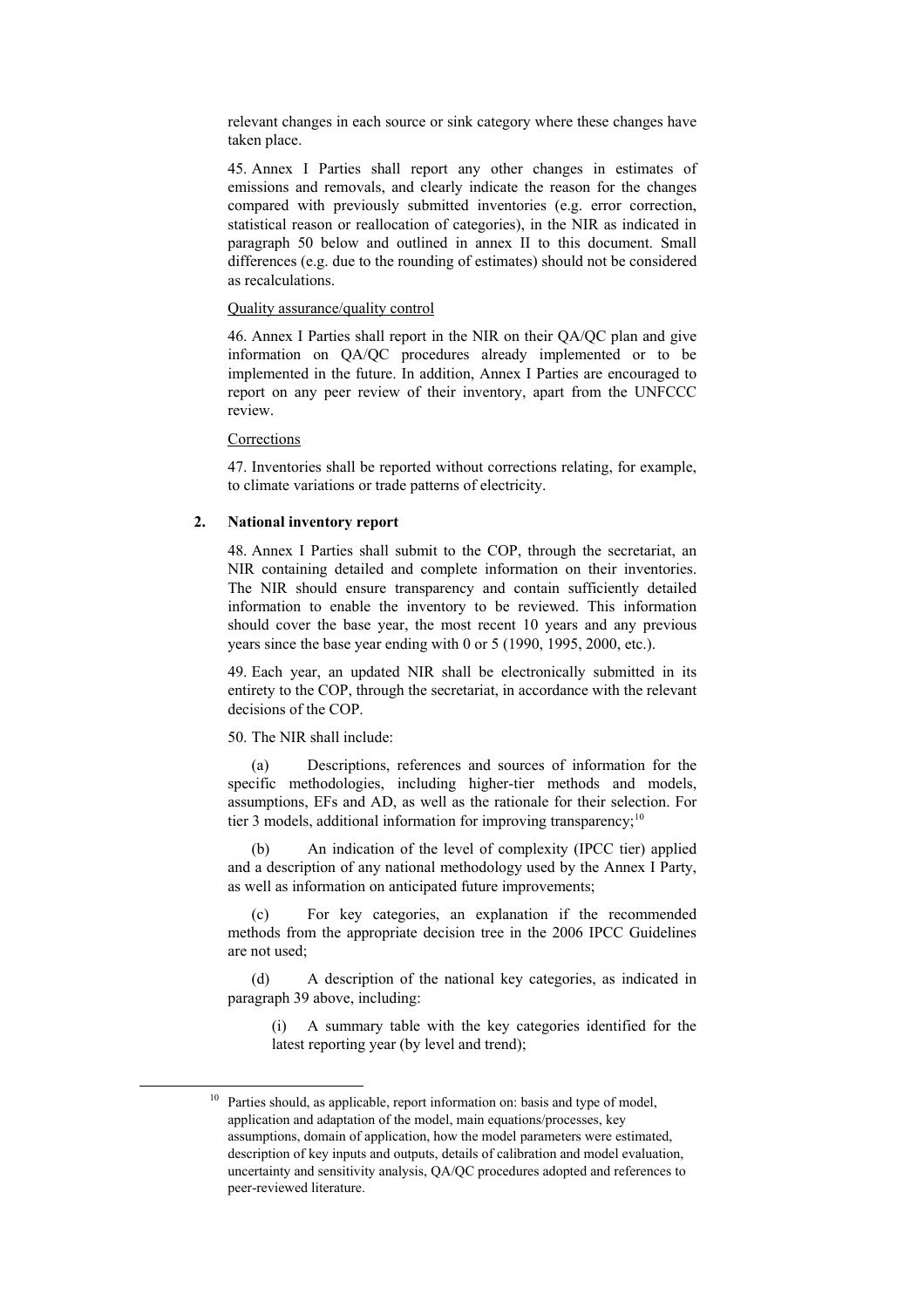relevant changes in each source or sink category where these changes have taken place.

45. Annex I Parties shall report any other changes in estimates of emissions and removals, and clearly indicate the reason for the changes compared with previously submitted inventories (e.g. error correction, statistical reason or reallocation of categories), in the NIR as indicated in paragraph 50 below and outlined in annex II to this document. Small differences (e.g. due to the rounding of estimates) should not be considered as recalculations.

Quality assurance/quality control

46. Annex I Parties shall report in the NIR on their QA/QC plan and give information on QA/QC procedures already implemented or to be implemented in the future. In addition, Annex I Parties are encouraged to report on any peer review of their inventory, apart from the UNFCCC review.

Corrections

47. Inventories shall be reported without corrections relating, for example, to climate variations or trade patterns of electricity.

## 2. National inventory report

48. Annex I Parties shall submit to the COP, through the secretariat, an NIR containing detailed and complete information on their inventories. The NIR should ensure transparency and contain sufficiently detailed information to enable the inventory to be reviewed. This information should cover the base year, the most recent 10 years and any previous years since the base year ending with 0 or 5 (1990, 1995, 2000, etc.).

49. Each year, an updated NIR shall be electronically submitted in its entirety to the COP, through the secretariat, in accordance with the relevant decisions of the COP.

50. The NIR shall include:

(a) Descriptions, references and sources of information for the specific methodologies, including higher-tier methods and models, assumptions, EFs and AD, as well as the rationale for their selection. For tier 3 models, additional information for improving transparency;[10]

(b) An indication of the level of complexity (IPCC tier) applied and a description of any national methodology used by the Annex I Party, as well as information on anticipated future improvements;

(c) For key categories, an explanation if the recommended methods from the appropriate decision tree in the 2006 IPCC Guidelines are not used;

(d) A description of the national key categories, as indicated in paragraph 39 above, including:

(i) A summary table with the key categories identified for the latest reporting year (by level and trend);

---

[10] Parties should, as applicable, report information on: basis and type of model, application and adaptation of the model, main equations/processes, key assumptions, domain of application, how the model parameters were estimated, description of key inputs and outputs, details of calibration and model evaluation, uncertainty and sensitivity analysis, QA/QC procedures adopted and references to peer-reviewed literature.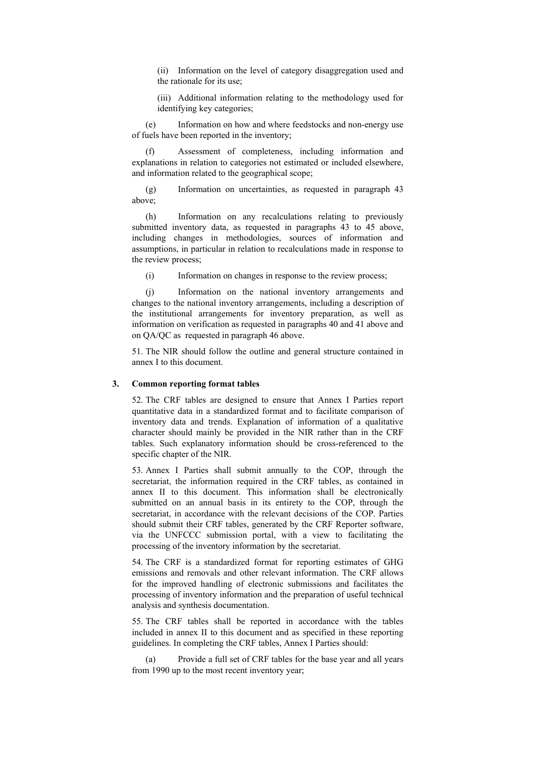(ii) Information on the level of category disaggregation used and the rationale for its use;

(iii) Additional information relating to the methodology used for identifying key categories;

(e) Information on how and where feedstocks and non-energy use of fuels have been reported in the inventory;

(f) Assessment of completeness, including information and explanations in relation to categories not estimated or included elsewhere, and information related to the geographical scope;

(g) Information on uncertainties, as requested in paragraph 43 above;

(h) Information on any recalculations relating to previously submitted inventory data, as requested in paragraphs 43 to 45 above, including changes in methodologies, sources of information and assumptions, in particular in relation to recalculations made in response to the review process;

(i) Information on changes in response to the review process;

(j) Information on the national inventory arrangements and changes to the national inventory arrangements, including a description of the institutional arrangements for inventory preparation, as well as information on verification as requested in paragraphs 40 and 41 above and on QA/QC as requested in paragraph 46 above.

51. The NIR should follow the outline and general structure contained in annex I to this document.

### 3. Common reporting format tables

52. The CRF tables are designed to ensure that Annex I Parties report quantitative data in a standardized format and to facilitate comparison of inventory data and trends. Explanation of information of a qualitative character should mainly be provided in the NIR rather than in the CRF tables. Such explanatory information should be cross-referenced to the specific chapter of the NIR.

53. Annex I Parties shall submit annually to the COP, through the secretariat, the information required in the CRF tables, as contained in annex II to this document. This information shall be electronically submitted on an annual basis in its entirety to the COP, through the secretariat, in accordance with the relevant decisions of the COP. Parties should submit their CRF tables, generated by the CRF Reporter software, via the UNFCCC submission portal, with a view to facilitating the processing of the inventory information by the secretariat.

54. The CRF is a standardized format for reporting estimates of GHG emissions and removals and other relevant information. The CRF allows for the improved handling of electronic submissions and facilitates the processing of inventory information and the preparation of useful technical analysis and synthesis documentation.

55. The CRF tables shall be reported in accordance with the tables included in annex II to this document and as specified in these reporting guidelines. In completing the CRF tables, Annex I Parties should:

(a) Provide a full set of CRF tables for the base year and all years from 1990 up to the most recent inventory year;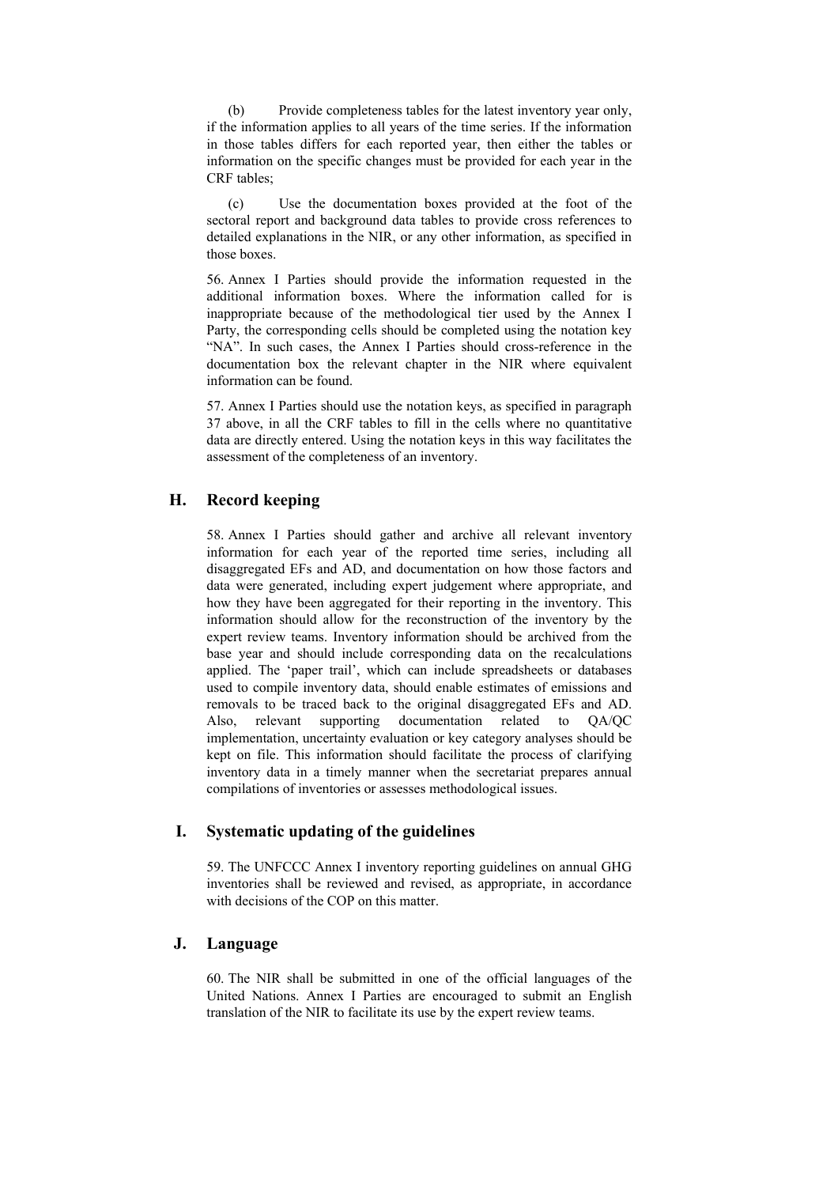(b) Provide completeness tables for the latest inventory year only, if the information applies to all years of the time series. If the information in those tables differs for each reported year, then either the tables or information on the specific changes must be provided for each year in the CRF tables;

(c) Use the documentation boxes provided at the foot of the sectoral report and background data tables to provide cross references to detailed explanations in the NIR, or any other information, as specified in those boxes.

56. Annex I Parties should provide the information requested in the additional information boxes. Where the information called for is inappropriate because of the methodological tier used by the Annex I Party, the corresponding cells should be completed using the notation key "NA". In such cases, the Annex I Parties should cross-reference in the documentation box the relevant chapter in the NIR where equivalent information can be found.

57. Annex I Parties should use the notation keys, as specified in paragraph 37 above, in all the CRF tables to fill in the cells where no quantitative data are directly entered. Using the notation keys in this way facilitates the assessment of the completeness of an inventory.

## H. Record keeping

58. Annex I Parties should gather and archive all relevant inventory information for each year of the reported time series, including all disaggregated EFs and AD, and documentation on how those factors and data were generated, including expert judgement where appropriate, and how they have been aggregated for their reporting in the inventory. This information should allow for the reconstruction of the inventory by the expert review teams. Inventory information should be archived from the base year and should include corresponding data on the recalculations applied. The 'paper trail', which can include spreadsheets or databases used to compile inventory data, should enable estimates of emissions and removals to be traced back to the original disaggregated EFs and AD. Also, relevant supporting documentation related to QA/QC implementation, uncertainty evaluation or key category analyses should be kept on file. This information should facilitate the process of clarifying inventory data in a timely manner when the secretariat prepares annual compilations of inventories or assesses methodological issues.

## I. Systematic updating of the guidelines

59. The UNFCCC Annex I inventory reporting guidelines on annual GHG inventories shall be reviewed and revised, as appropriate, in accordance with decisions of the COP on this matter.

## J. Language

60. The NIR shall be submitted in one of the official languages of the United Nations. Annex I Parties are encouraged to submit an English translation of the NIR to facilitate its use by the expert review teams.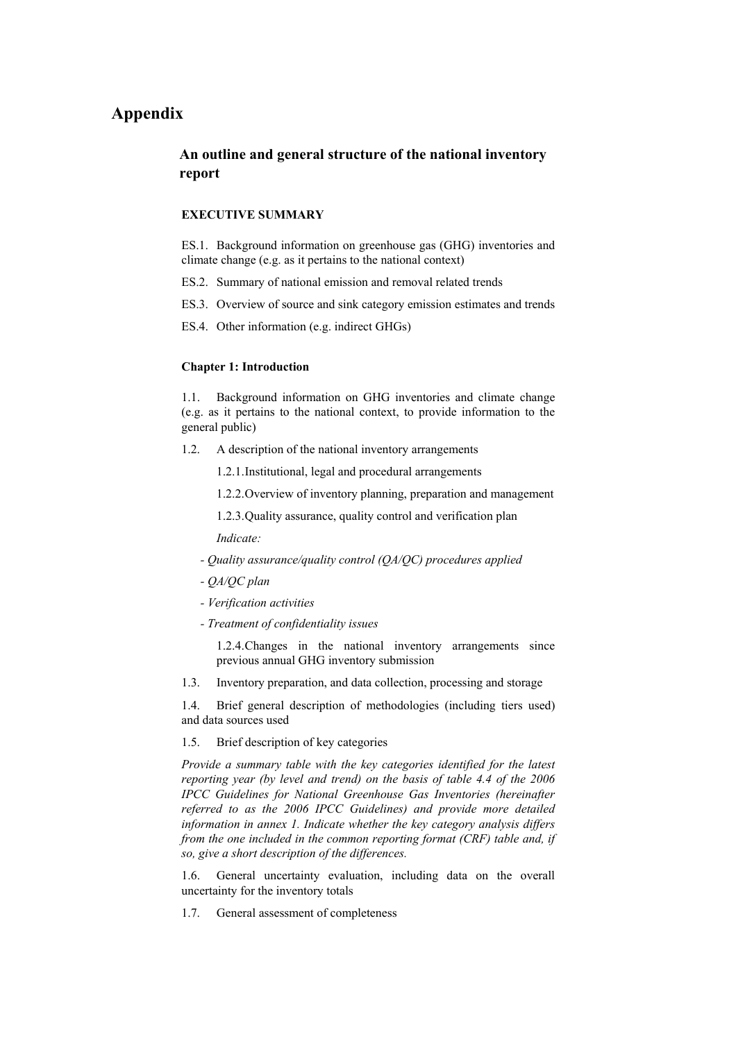# Appendix

## An outline and general structure of the national inventory report

### EXECUTIVE SUMMARY

ES.1. Background information on greenhouse gas (GHG) inventories and climate change (e.g. as it pertains to the national context)

ES.2. Summary of national emission and removal related trends

ES.3. Overview of source and sink category emission estimates and trends

ES.4. Other information (e.g. indirect GHGs)

### Chapter 1: Introduction

1.1. Background information on GHG inventories and climate change (e.g. as it pertains to the national context, to provide information to the general public)

1.2. A description of the national inventory arrangements

1.2.1. Institutional, legal and procedural arrangements

1.2.2. Overview of inventory planning, preparation and management

1.2.3. Quality assurance, quality control and verification plan

*Indicate:*

- *Quality assurance/quality control (QA/QC) procedures applied*
- *QA/QC plan*
- *Verification activities*
- *Treatment of confidentiality issues*

1.2.4. Changes in the national inventory arrangements since previous annual GHG inventory submission

1.3. Inventory preparation, and data collection, processing and storage

1.4. Brief general description of methodologies (including tiers used) and data sources used

1.5. Brief description of key categories

*Provide a summary table with the key categories identified for the latest reporting year (by level and trend) on the basis of table 4.4 of the 2006 IPCC Guidelines for National Greenhouse Gas Inventories (hereinafter referred to as the 2006 IPCC Guidelines) and provide more detailed information in annex 1. Indicate whether the key category analysis differs from the one included in the common reporting format (CRF) table and, if so, give a short description of the differences.*

1.6. General uncertainty evaluation, including data on the overall uncertainty for the inventory totals

1.7. General assessment of completeness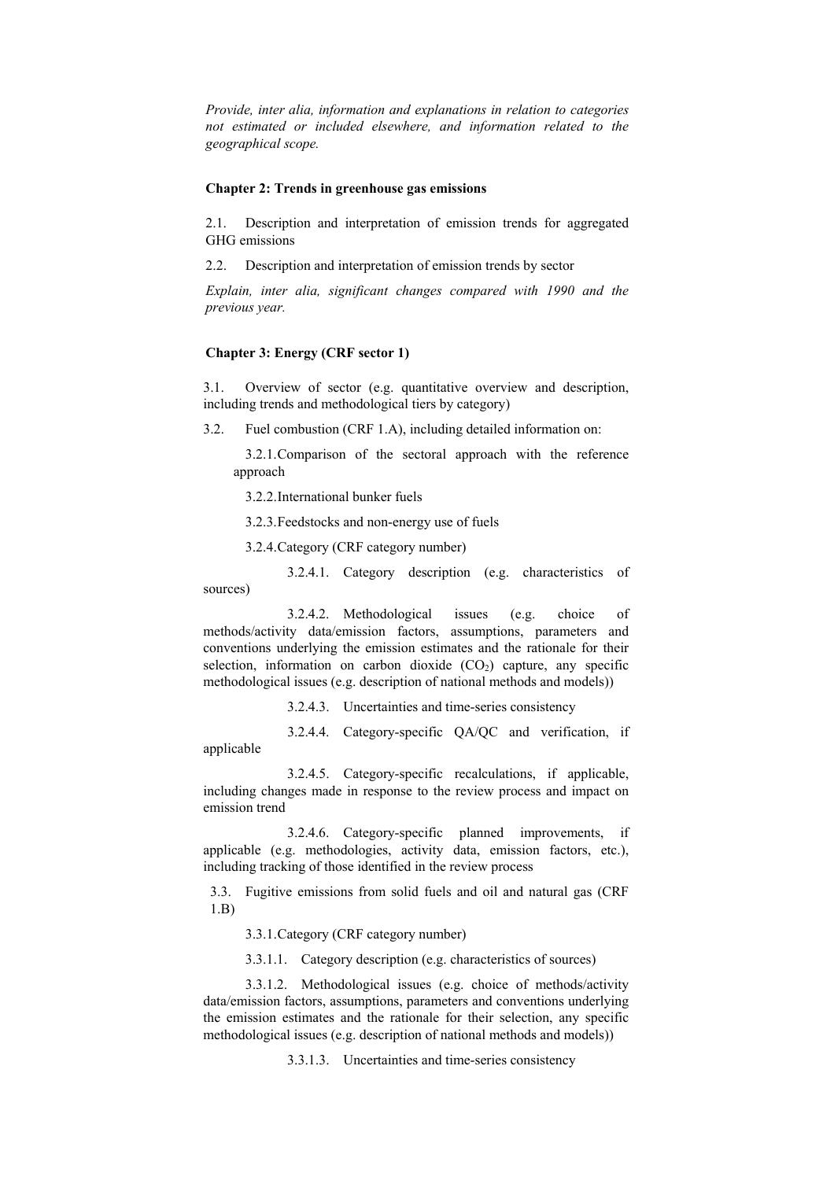*Provide, inter alia, information and explanations in relation to categories not estimated or included elsewhere, and information related to the geographical scope.*

**Chapter 2: Trends in greenhouse gas emissions**

2.1. Description and interpretation of emission trends for aggregated GHG emissions

2.2. Description and interpretation of emission trends by sector

*Explain, inter alia, significant changes compared with 1990 and the previous year.*

**Chapter 3: Energy (CRF sector 1)**

3.1. Overview of sector (e.g. quantitative overview and description, including trends and methodological tiers by category)

3.2. Fuel combustion (CRF 1.A), including detailed information on:

3.2.1. Comparison of the sectoral approach with the reference approach

3.2.2. International bunker fuels

3.2.3. Feedstocks and non-energy use of fuels

3.2.4. Category (CRF category number)

3.2.4.1. Category description (e.g. characteristics of sources)

3.2.4.2. Methodological issues (e.g. choice of methods/activity data/emission factors, assumptions, parameters and conventions underlying the emission estimates and the rationale for their selection, information on carbon dioxide ($CO_2$) capture, any specific methodological issues (e.g. description of national methods and models))

3.2.4.3. Uncertainties and time-series consistency

3.2.4.4. Category-specific QA/QC and verification, if applicable

3.2.4.5. Category-specific recalculations, if applicable, including changes made in response to the review process and impact on emission trend

3.2.4.6. Category-specific planned improvements, if applicable (e.g. methodologies, activity data, emission factors, etc.), including tracking of those identified in the review process

3.3. Fugitive emissions from solid fuels and oil and natural gas (CRF 1.B)

3.3.1. Category (CRF category number)

3.3.1.1. Category description (e.g. characteristics of sources)

3.3.1.2. Methodological issues (e.g. choice of methods/activity data/emission factors, assumptions, parameters and conventions underlying the emission estimates and the rationale for their selection, any specific methodological issues (e.g. description of national methods and models))

3.3.1.3. Uncertainties and time-series consistency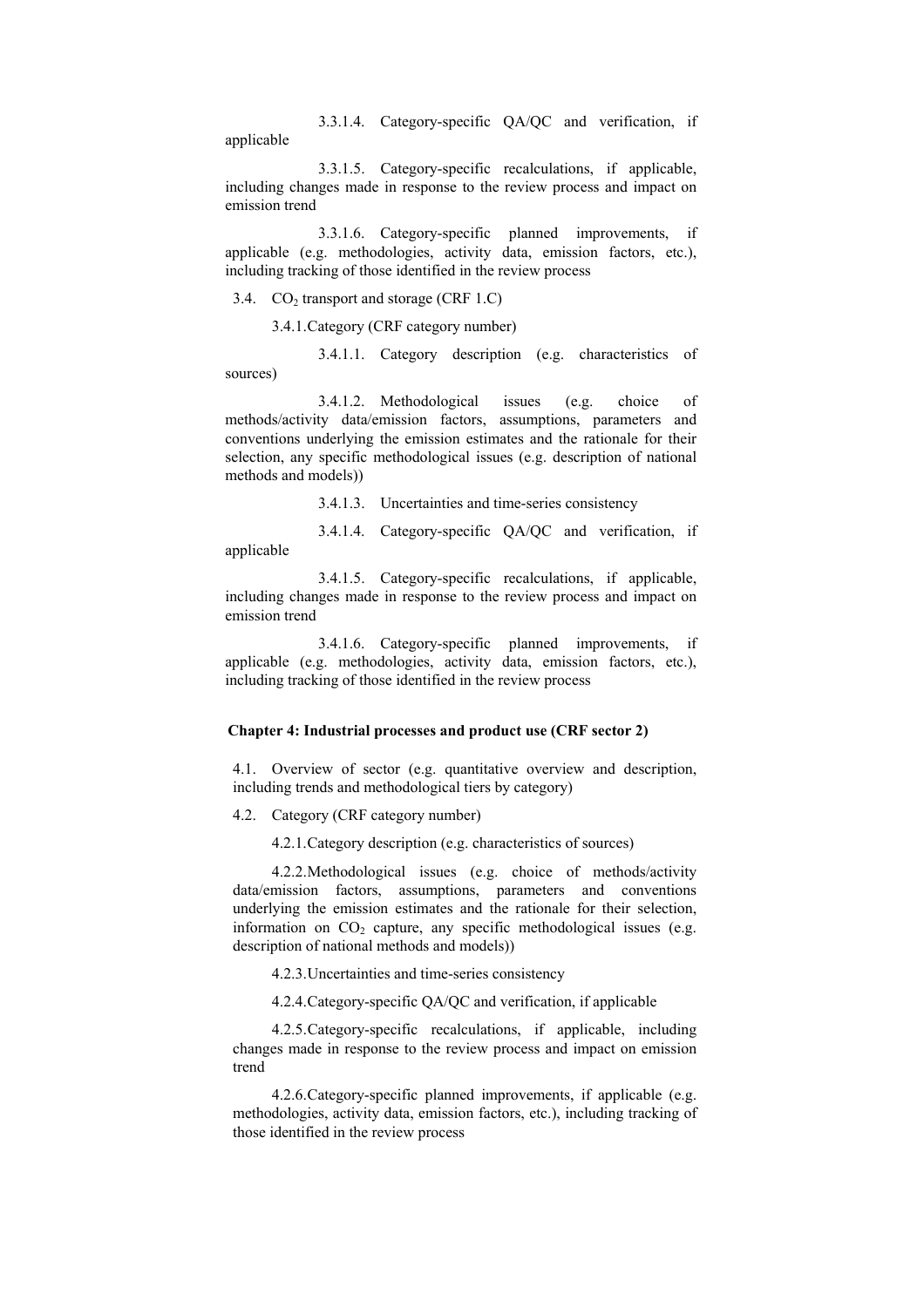3.3.1.4. Category-specific QA/QC and verification, if applicable

3.3.1.5. Category-specific recalculations, if applicable, including changes made in response to the review process and impact on emission trend

3.3.1.6. Category-specific planned improvements, if applicable (e.g. methodologies, activity data, emission factors, etc.), including tracking of those identified in the review process

3.4. $CO_2$ transport and storage (CRF 1.C)

3.4.1. Category (CRF category number)

3.4.1.1. Category description (e.g. characteristics of sources)

3.4.1.2. Methodological issues (e.g. choice of methods/activity data/emission factors, assumptions, parameters and conventions underlying the emission estimates and the rationale for their selection, any specific methodological issues (e.g. description of national methods and models))

3.4.1.3. Uncertainties and time-series consistency

3.4.1.4. Category-specific QA/QC and verification, if applicable

3.4.1.5. Category-specific recalculations, if applicable, including changes made in response to the review process and impact on emission trend

3.4.1.6. Category-specific planned improvements, if applicable (e.g. methodologies, activity data, emission factors, etc.), including tracking of those identified in the review process

**Chapter 4: Industrial processes and product use (CRF sector 2)**

4.1. Overview of sector (e.g. quantitative overview and description, including trends and methodological tiers by category)

4.2. Category (CRF category number)

4.2.1. Category description (e.g. characteristics of sources)

4.2.2. Methodological issues (e.g. choice of methods/activity data/emission factors, assumptions, parameters and conventions underlying the emission estimates and the rationale for their selection, information on $CO_2$ capture, any specific methodological issues (e.g. description of national methods and models))

4.2.3. Uncertainties and time-series consistency

4.2.4. Category-specific QA/QC and verification, if applicable

4.2.5. Category-specific recalculations, if applicable, including changes made in response to the review process and impact on emission trend

4.2.6. Category-specific planned improvements, if applicable (e.g. methodologies, activity data, emission factors, etc.), including tracking of those identified in the review process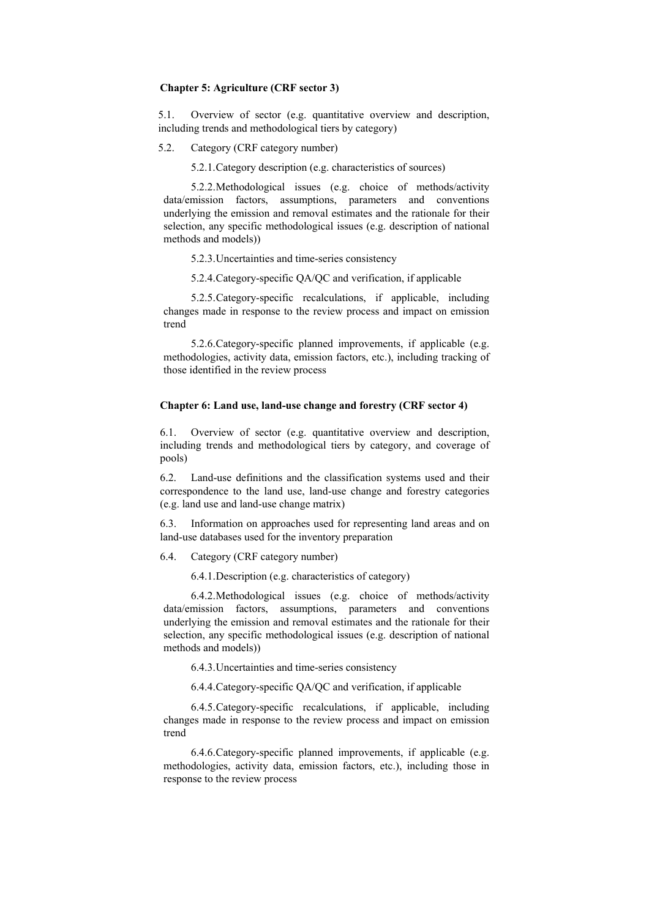**Chapter 5: Agriculture (CRF sector 3)**

5.1. Overview of sector (e.g. quantitative overview and description, including trends and methodological tiers by category)

5.2. Category (CRF category number)

5.2.1. Category description (e.g. characteristics of sources)

5.2.2. Methodological issues (e.g. choice of methods/activity data/emission factors, assumptions, parameters and conventions underlying the emission and removal estimates and the rationale for their selection, any specific methodological issues (e.g. description of national methods and models))

5.2.3. Uncertainties and time-series consistency

5.2.4. Category-specific QA/QC and verification, if applicable

5.2.5. Category-specific recalculations, if applicable, including changes made in response to the review process and impact on emission trend

5.2.6. Category-specific planned improvements, if applicable (e.g. methodologies, activity data, emission factors, etc.), including tracking of those identified in the review process

**Chapter 6: Land use, land-use change and forestry (CRF sector 4)**

6.1. Overview of sector (e.g. quantitative overview and description, including trends and methodological tiers by category, and coverage of pools)

6.2. Land-use definitions and the classification systems used and their correspondence to the land use, land-use change and forestry categories (e.g. land use and land-use change matrix)

6.3. Information on approaches used for representing land areas and on land-use databases used for the inventory preparation

6.4. Category (CRF category number)

6.4.1. Description (e.g. characteristics of category)

6.4.2. Methodological issues (e.g. choice of methods/activity data/emission factors, assumptions, parameters and conventions underlying the emission and removal estimates and the rationale for their selection, any specific methodological issues (e.g. description of national methods and models))

6.4.3. Uncertainties and time-series consistency

6.4.4. Category-specific QA/QC and verification, if applicable

6.4.5. Category-specific recalculations, if applicable, including changes made in response to the review process and impact on emission trend

6.4.6. Category-specific planned improvements, if applicable (e.g. methodologies, activity data, emission factors, etc.), including those in response to the review process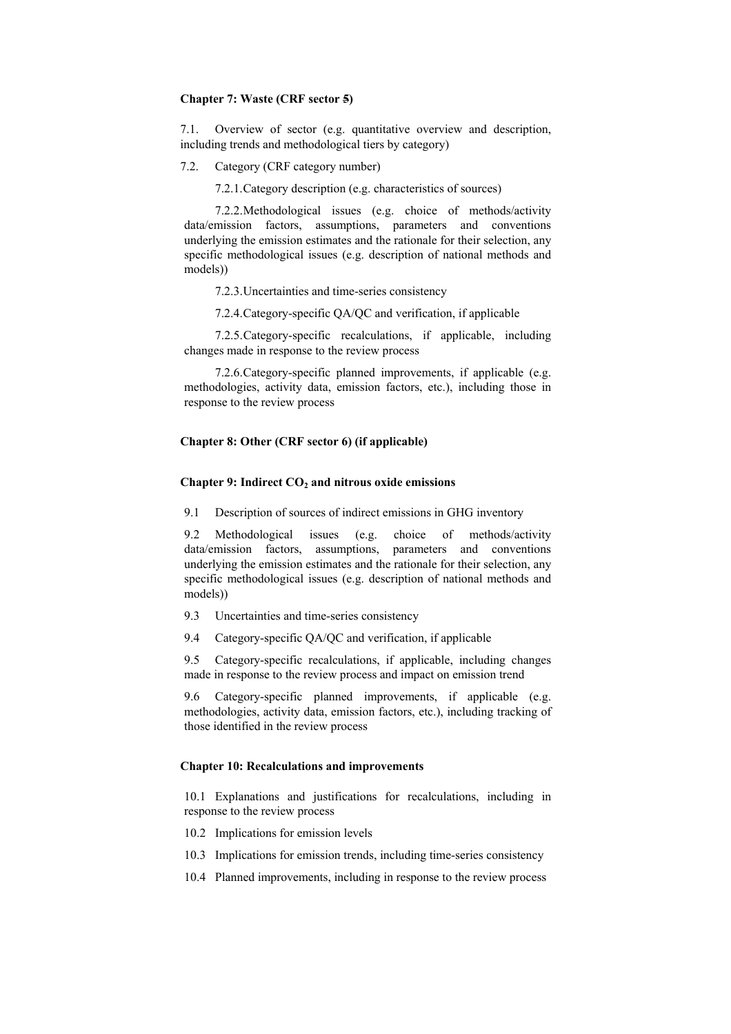**Chapter 7: Waste (CRF sector 5)**

7.1. Overview of sector (e.g. quantitative overview and description, including trends and methodological tiers by category)

7.2. Category (CRF category number)

7.2.1. Category description (e.g. characteristics of sources)

7.2.2. Methodological issues (e.g. choice of methods/activity data/emission factors, assumptions, parameters and conventions underlying the emission estimates and the rationale for their selection, any specific methodological issues (e.g. description of national methods and models))

7.2.3. Uncertainties and time-series consistency

7.2.4. Category-specific QA/QC and verification, if applicable

7.2.5. Category-specific recalculations, if applicable, including changes made in response to the review process

7.2.6. Category-specific planned improvements, if applicable (e.g. methodologies, activity data, emission factors, etc.), including those in response to the review process

**Chapter 8: Other (CRF sector 6) (if applicable)**

**Chapter 9: Indirect $CO_2$ and nitrous oxide emissions**

9.1 Description of sources of indirect emissions in GHG inventory

9.2 Methodological issues (e.g. choice of methods/activity data/emission factors, assumptions, parameters and conventions underlying the emission estimates and the rationale for their selection, any specific methodological issues (e.g. description of national methods and models))

9.3 Uncertainties and time-series consistency

9.4 Category-specific QA/QC and verification, if applicable

9.5 Category-specific recalculations, if applicable, including changes made in response to the review process and impact on emission trend

9.6 Category-specific planned improvements, if applicable (e.g. methodologies, activity data, emission factors, etc.), including tracking of those identified in the review process

**Chapter 10: Recalculations and improvements**

10.1 Explanations and justifications for recalculations, including in response to the review process

10.2 Implications for emission levels

10.3 Implications for emission trends, including time-series consistency

10.4 Planned improvements, including in response to the review process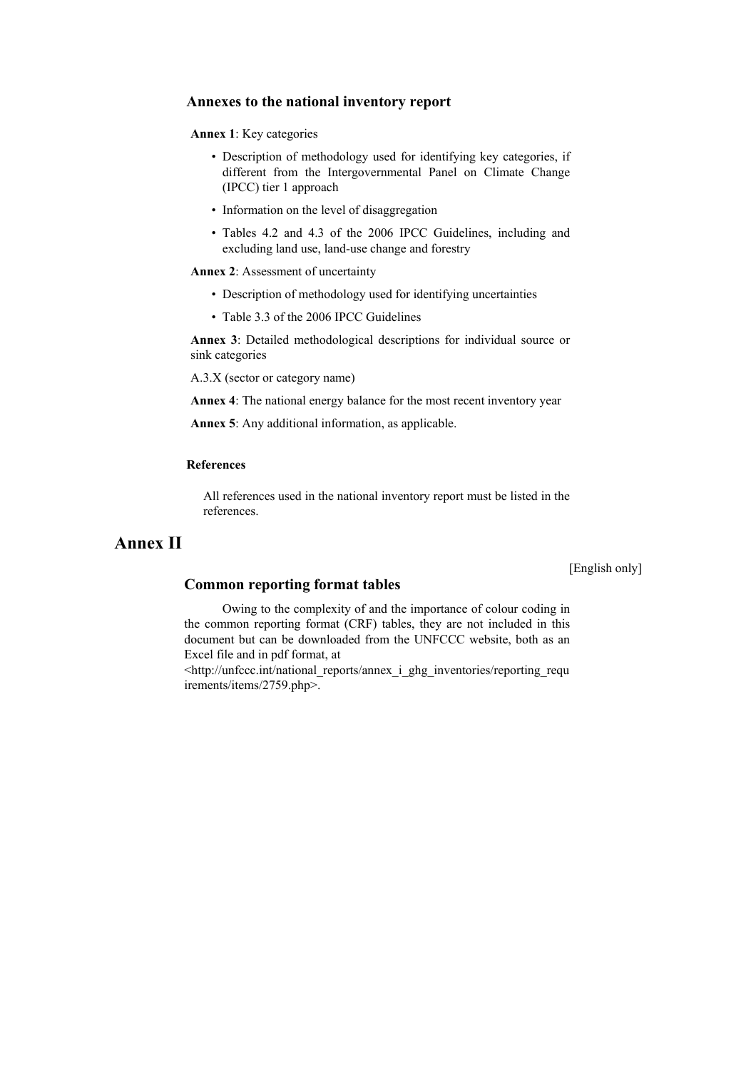### Annexes to the national inventory report

**Annex 1**: Key categories

- Description of methodology used for identifying key categories, if different from the Intergovernmental Panel on Climate Change (IPCC) tier 1 approach
- Information on the level of disaggregation
- Tables 4.2 and 4.3 of the 2006 IPCC Guidelines, including and excluding land use, land-use change and forestry

**Annex 2**: Assessment of uncertainty

- Description of methodology used for identifying uncertainties
- Table 3.3 of the 2006 IPCC Guidelines

**Annex 3**: Detailed methodological descriptions for individual source or sink categories

A.3.X (sector or category name)

**Annex 4**: The national energy balance for the most recent inventory year

**Annex 5**: Any additional information, as applicable.

**References**

All references used in the national inventory report must be listed in the references.

# Annex II

[English only]

### Common reporting format tables

Owing to the complexity of and the importance of colour coding in the common reporting format (CRF) tables, they are not included in this document but can be downloaded from the UNFCCC website, both as an Excel file and in pdf format, at <http://unfccc.int/national_reports/annex_i_ghg_inventories/reporting_requirements/items/2759.php>.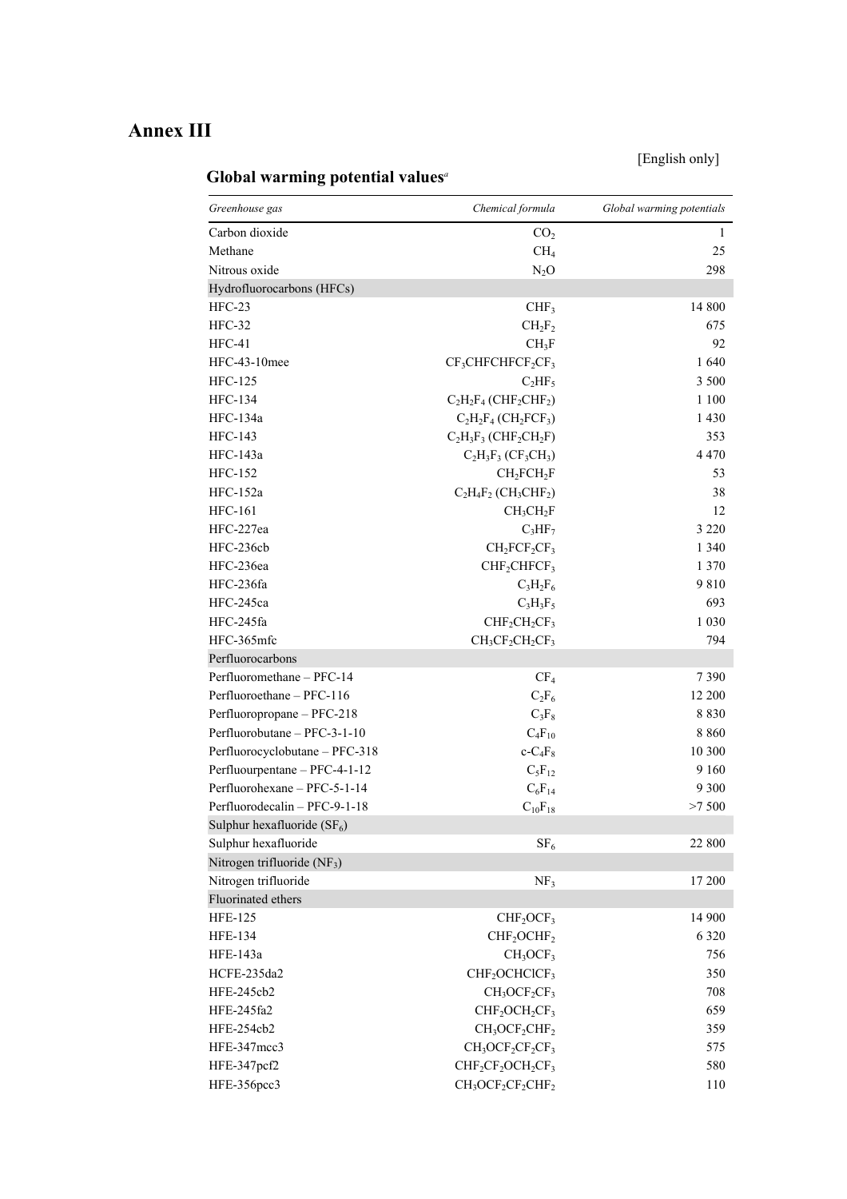# Annex III

[English only]

## Global warming potential values[a]

| *Greenhouse gas* | *Chemical formula* | *Global warming potentials* |
|---|---|---|
| Carbon dioxide | $CO_2$ | 1 |
| Methane | $CH_4$ | 25 |
| Nitrous oxide | $N_2O$ | 298 |
| Hydrofluorocarbons (HFCs) | | |
| HFC-23 | $CHF_3$ | 14 800 |
| HFC-32 | $CH_2F_2$ | 675 |
| HFC-41 | $CH_3F$ | 92 |
| HFC-43-10mee | $CF_3CHFCHFCF_2CF_3$ | 1 640 |
| HFC-125 | $C_2HF_5$ | 3 500 |
| HFC-134 | $C_2H_2F_4$ ($CHF_2CHF_2$) | 1 100 |
| HFC-134a | $C_2H_2F_4$ ($CH_2FCF_3$) | 1 430 |
| HFC-143 | $C_2H_3F_3$ ($CHF_2CH_2F$) | 353 |
| HFC-143a | $C_2H_3F_3$ ($CF_3CH_3$) | 4 470 |
| HFC-152 | $CH_2FCH_2F$ | 53 |
| HFC-152a | $C_2H_4F_2$ ($CH_3CHF_2$) | 38 |
| HFC-161 | $CH_3CH_2F$ | 12 |
| HFC-227ea | $C_3HF_7$ | 3 220 |
| HFC-236cb | $CH_2FCF_2CF_3$ | 1 340 |
| HFC-236ea | $CHF_2CHFCF_3$ | 1 370 |
| HFC-236fa | $C_3H_2F_6$ | 9 810 |
| HFC-245ca | $C_3H_3F_5$ | 693 |
| HFC-245fa | $CHF_2CH_2CF_3$ | 1 030 |
| HFC-365mfc | $CH_3CF_2CH_2CF_3$ | 794 |
| Perfluorocarbons | | |
| Perfluoromethane – PFC-14 | $CF_4$ | 7 390 |
| Perfluoroethane – PFC-116 | $C_2F_6$ | 12 200 |
| Perfluoropropane – PFC-218 | $C_3F_8$ | 8 830 |
| Perfluorobutane – PFC-3-1-10 | $C_4F_{10}$ | 8 860 |
| Perfluorocyclobutane – PFC-318 | $c\text{-}C_4F_8$ | 10 300 |
| Perfluourpentane – PFC-4-1-12 | $C_5F_{12}$ | 9 160 |
| Perfluorohexane – PFC-5-1-14 | $C_6F_{14}$ | 9 300 |
| Perfluorodecalin – PFC-9-1-18 | $C_{10}F_{18}$ | >7 500 |
| Sulphur hexafluoride ($SF_6$) | | |
| Sulphur hexafluoride | $SF_6$ | 22 800 |
| Nitrogen trifluoride ($NF_3$) | | |
| Nitrogen trifluoride | $NF_3$ | 17 200 |
| Fluorinated ethers | | |
| HFE-125 | $CHF_2OCF_3$ | 14 900 |
| HFE-134 | $CHF_2OCHF_2$ | 6 320 |
| HFE-143a | $CH_3OCF_3$ | 756 |
| HCFE-235da2 | $CHF_2OCHClCF_3$ | 350 |
| HFE-245cb2 | $CH_3OCF_2CF_3$ | 708 |
| HFE-245fa2 | $CHF_2OCH_2CF_3$ | 659 |
| HFE-254cb2 | $CH_3OCF_2CHF_2$ | 359 |
| HFE-347mcc3 | $CH_3OCF_2CF_2CF_3$ | 575 |
| HFE-347pcf2 | $CHF_2CF_2OCH_2CF_3$ | 580 |
| HFE-356pcc3 | $CH_3OCF_2CF_2CHF_2$ | 110 |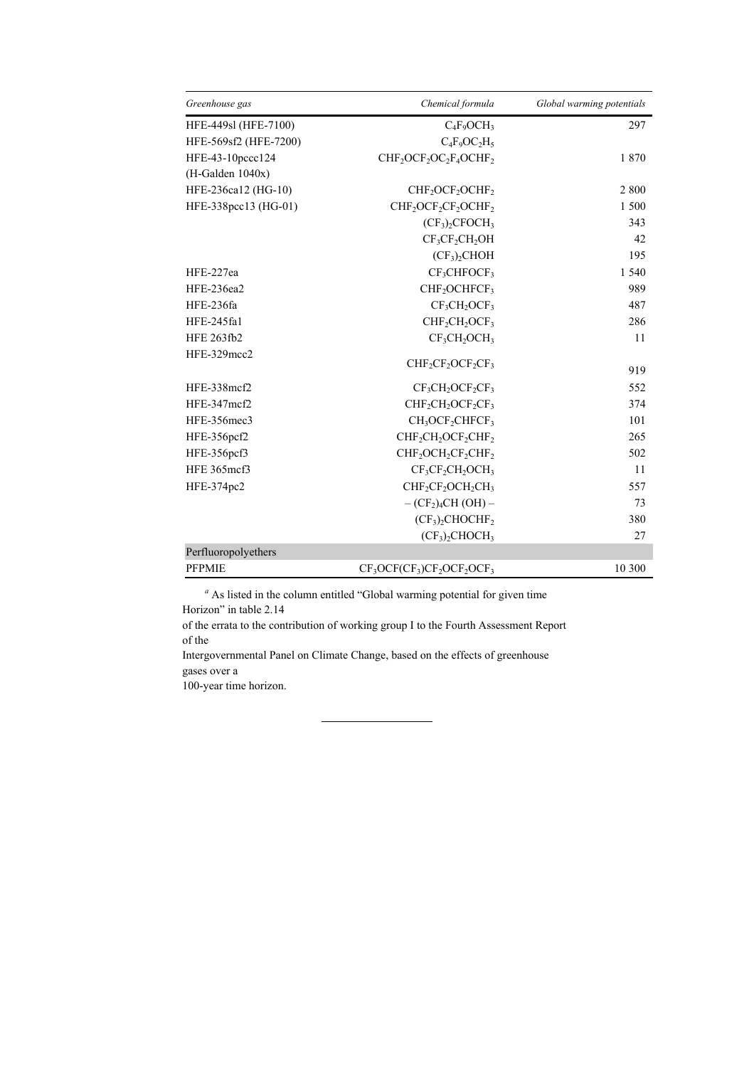| *Greenhouse gas* | *Chemical formula* | *Global warming potentials* |
| --- | --- | --- |
| HFE-449sl (HFE-7100) | $C_4F_9OCH_3$ | 297 |
| HFE-569sf2 (HFE-7200) | $C_4F_9OC_2H_5$ | |
| HFE-43-10pccc124 (H-Galden 1040x) | $CHF_2OCF_2OC_2F_4OCHF_2$ | 1 870 |
| HFE-236ca12 (HG-10) | $CHF_2OCF_2OCHF_2$ | 2 800 |
| HFE-338pcc13 (HG-01) | $CHF_2OCF_2CF_2OCHF_2$ | 1 500 |
| | $(CF_3)_2CFOCH_3$ | 343 |
| | $CF_3CF_2CH_2OH$ | 42 |
| | $(CF_3)_2CHOH$ | 195 |
| HFE-227ea | $CF_3CHFOCF_3$ | 1 540 |
| HFE-236ea2 | $CHF_2OCHFCF_3$ | 989 |
| HFE-236fa | $CF_3CH_2OCF_3$ | 487 |
| HFE-245fa1 | $CHF_2CH_2OCF_3$ | 286 |
| HFE 263fb2 | $CF_3CH_2OCH_3$ | 11 |
| HFE-329mcc2 | $CHF_2CF_2OCF_2CF_3$ | 919 |
| HFE-338mcf2 | $CF_3CH_2OCF_2CF_3$ | 552 |
| HFE-347mcf2 | $CHF_2CH_2OCF_2CF_3$ | 374 |
| HFE-356mec3 | $CH_3OCF_2CHFCF_3$ | 101 |
| HFE-356pcf2 | $CHF_2CH_2OCF_2CHF_2$ | 265 |
| HFE-356pcf3 | $CHF_2OCH_2CF_2CHF_2$ | 502 |
| HFE 365mcf3 | $CF_3CF_2CH_2OCH_3$ | 11 |
| HFE-374pc2 | $CHF_2CF_2OCH_2CH_3$ | 557 |
| | $-(CF_2)_4CH(OH)-$ | 73 |
| | $(CF_3)_2CHOCHF_2$ | 380 |
| | $(CF_3)_2CHOCH_3$ | 27 |
| Perfluoropolyethers | | |
| PFPMIE | $CF_3OCF(CF_3)CF_2OCF_2OCF_3$ | 10 300 |

[a] As listed in the column entitled "Global warming potential for given time Horizon" in table 2.14 of the errata to the contribution of working group I to the Fourth Assessment Report of the Intergovernmental Panel on Climate Change, based on the effects of greenhouse gases over a 100-year time horizon.